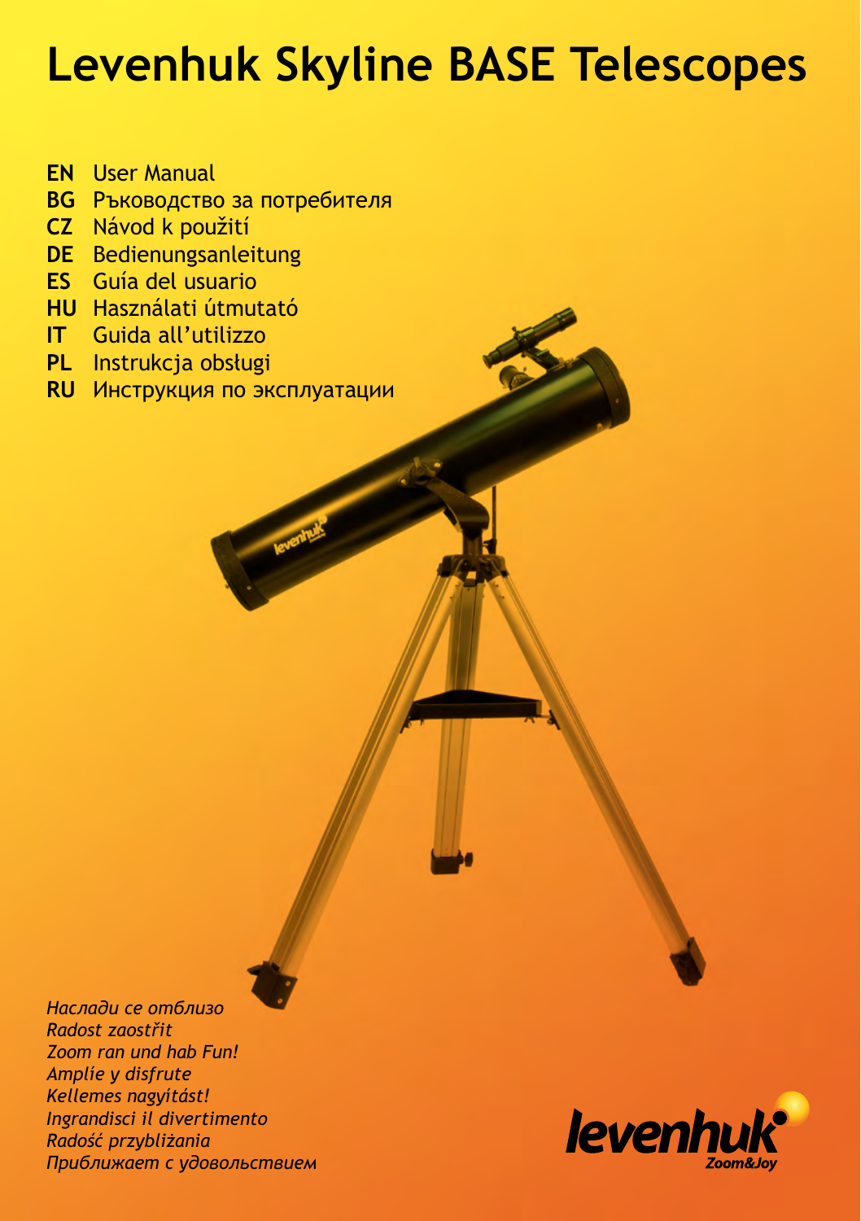# Levenhuk Skyline BASE Telescopes

**EN** User Manual
**BG** Ръководство за потребителя
**CZ** Návod k použití
**DE** Bedienungsanleitung
**ES** Guía del usuario
**HU** Használati útmutató
**IT** Guida all'utilizzo
**PL** Instrukcja obsługi
**RU** Инструкция по эксплуатации

*Наслади се отблизо*
*Radost zaostřit*
*Zoom ran und hab Fun!*
*Amplíe y disfrute*
*Kellemes nagyítást!*
*Ingrandisci il divertimento*
*Radość przybliżania*
*Приближает с удовольствием*

levenhuk
Zoom&Joy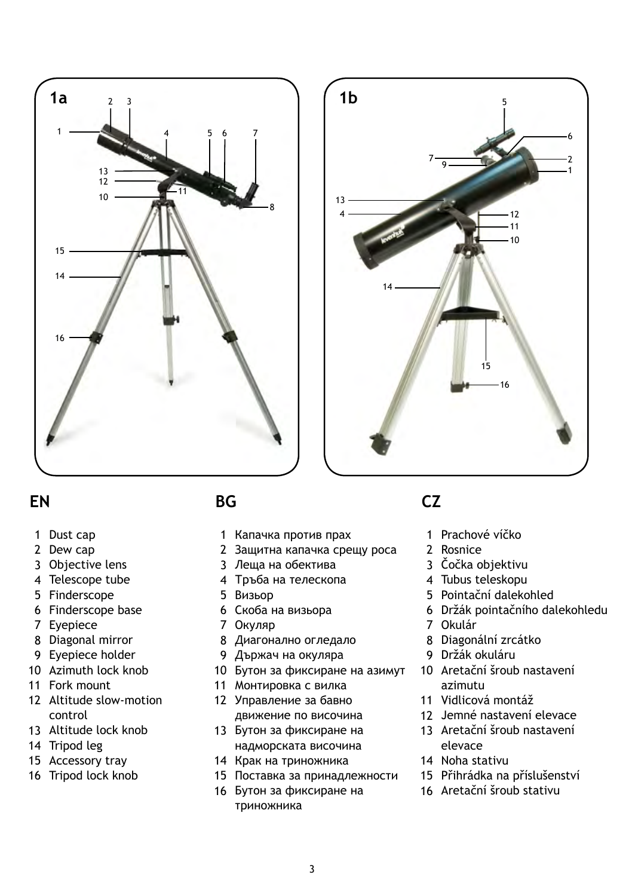1a

1b

## EN

1. Dust cap
2. Dew cap
3. Objective lens
4. Telescope tube
5. Finderscope
6. Finderscope base
7. Eyepiece
8. Diagonal mirror
9. Eyepiece holder
10. Azimuth lock knob
11. Fork mount
12. Altitude slow-motion control
13. Altitude lock knob
14. Tripod leg
15. Accessory tray
16. Tripod lock knob

## BG

1. Капачка против прах
2. Защитна капачка срещу роса
3. Леща на обектива
4. Тръба на телескопа
5. Визьор
6. Скоба на визьора
7. Окуляр
8. Диагонално огледало
9. Държач на окуляра
10. Бутон за фиксиране на азимут
11. Монтировка с вилка
12. Управление за бавно движение по височина
13. Бутон за фиксиране на надморската височина
14. Крак на триножника
15. Поставка за принадлежности
16. Бутон за фиксиране на триножника

## CZ

1. Prachové víčko
2. Rosnice
3. Čočka objektivu
4. Tubus teleskopu
5. Pointační dalekohled
6. Držák pointačního dalekohledu
7. Okulár
8. Diagonální zrcátko
9. Držák okuláru
10. Aretační šroub nastavení azimutu
11. Vidlicová montáž
12. Jemné nastavení elevace
13. Aretační šroub nastavení elevace
14. Noha stativu
15. Přihrádka na příslušenství
16. Aretační šroub stativu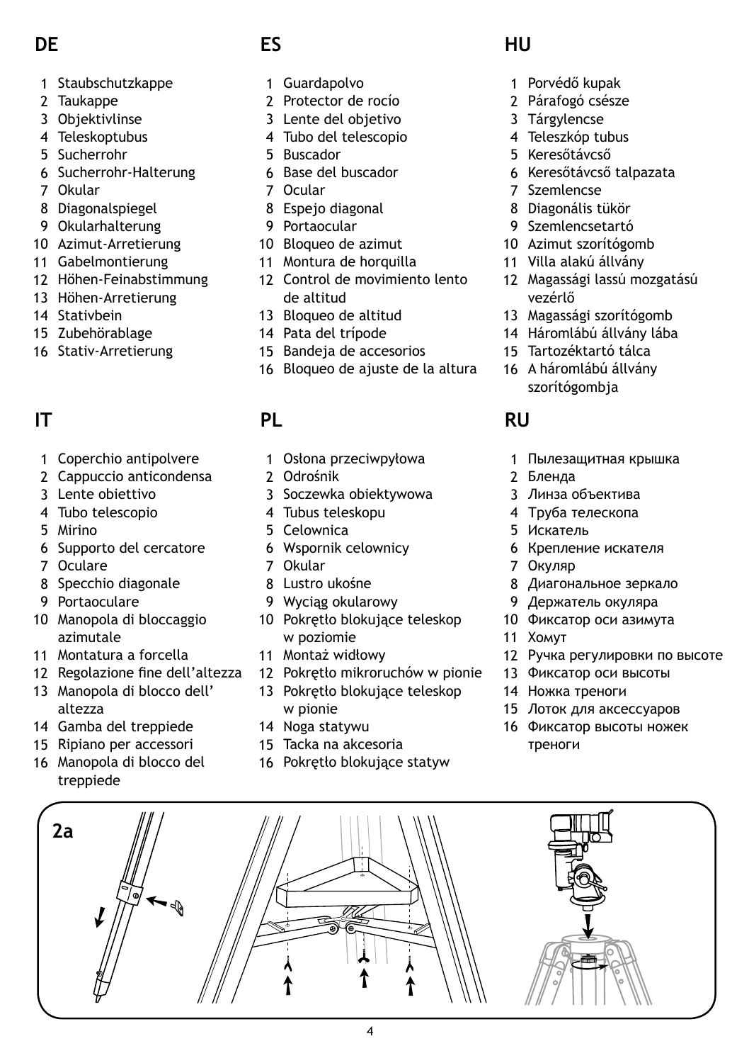## DE

1. Staubschutzkappe
2. Taukappe
3. Objektivlinse
4. Teleskoptubus
5. Sucherrohr
6. Sucherrohr-Halterung
7. Okular
8. Diagonalspiegel
9. Okularhalterung
10. Azimut-Arretierung
11. Gabelmontierung
12. Höhen-Feinabstimmung
13. Höhen-Arretierung
14. Stativbein
15. Zubehörablage
16. Stativ-Arretierung

## ES

1. Guardapolvo
2. Protector de rocío
3. Lente del objetivo
4. Tubo del telescopio
5. Buscador
6. Base del buscador
7. Ocular
8. Espejo diagonal
9. Portaocular
10. Bloqueo de azimut
11. Montura de horquilla
12. Control de movimiento lento de altitud
13. Bloqueo de altitud
14. Pata del trípode
15. Bandeja de accesorios
16. Bloqueo de ajuste de la altura

## HU

1. Porvédő kupak
2. Párafogó csésze
3. Tárgylencse
4. Teleszkóp tubus
5. Keresőtávcső
6. Keresőtávcső talpazata
7. Szemlencse
8. Diagonális tükör
9. Szemlencsetartó
10. Azimut szorítógomb
11. Villa alakú állvány
12. Magassági lassú mozgatású vezérlő
13. Magassági szorítógomb
14. Háromlábú állvány lába
15. Tartozéktartó tálca
16. A háromlábú állvány szorítógombja

## IT

1. Coperchio antipolvere
2. Cappuccio anticondensa
3. Lente obiettivo
4. Tubo telescopio
5. Mirino
6. Supporto del cercatore
7. Oculare
8. Specchio diagonale
9. Portaoculare
10. Manopola di bloccaggio azimutale
11. Montatura a forcella
12. Regolazione fine dell'altezza
13. Manopola di blocco dell' altezza
14. Gamba del treppiede
15. Ripiano per accessori
16. Manopola di blocco del treppiede

## PL

1. Osłona przeciwpyłowa
2. Odrośnik
3. Soczewka obiektywowa
4. Tubus teleskopu
5. Celownica
6. Wspornik celownicy
7. Okular
8. Lustro ukośne
9. Wyciąg okularowy
10. Pokrętło blokujące teleskop w poziomie
11. Montaż widłowy
12. Pokrętło mikroruchów w pionie
13. Pokrętło blokujące teleskop w pionie
14. Noga statywu
15. Tacka na akcesoria
16. Pokrętło blokujące statyw

## RU

1. Пылезащитная крышка
2. Бленда
3. Линза объектива
4. Труба телескопа
5. Искатель
6. Крепление искателя
7. Окуляр
8. Диагональное зеркало
9. Держатель окуляра
10. Фиксатор оси азимута
11. Хомут
12. Ручка регулировки по высоте
13. Фиксатор оси высоты
14. Ножка треноги
15. Лоток для аксессуаров
16. Фиксатор высоты ножек треноги

2a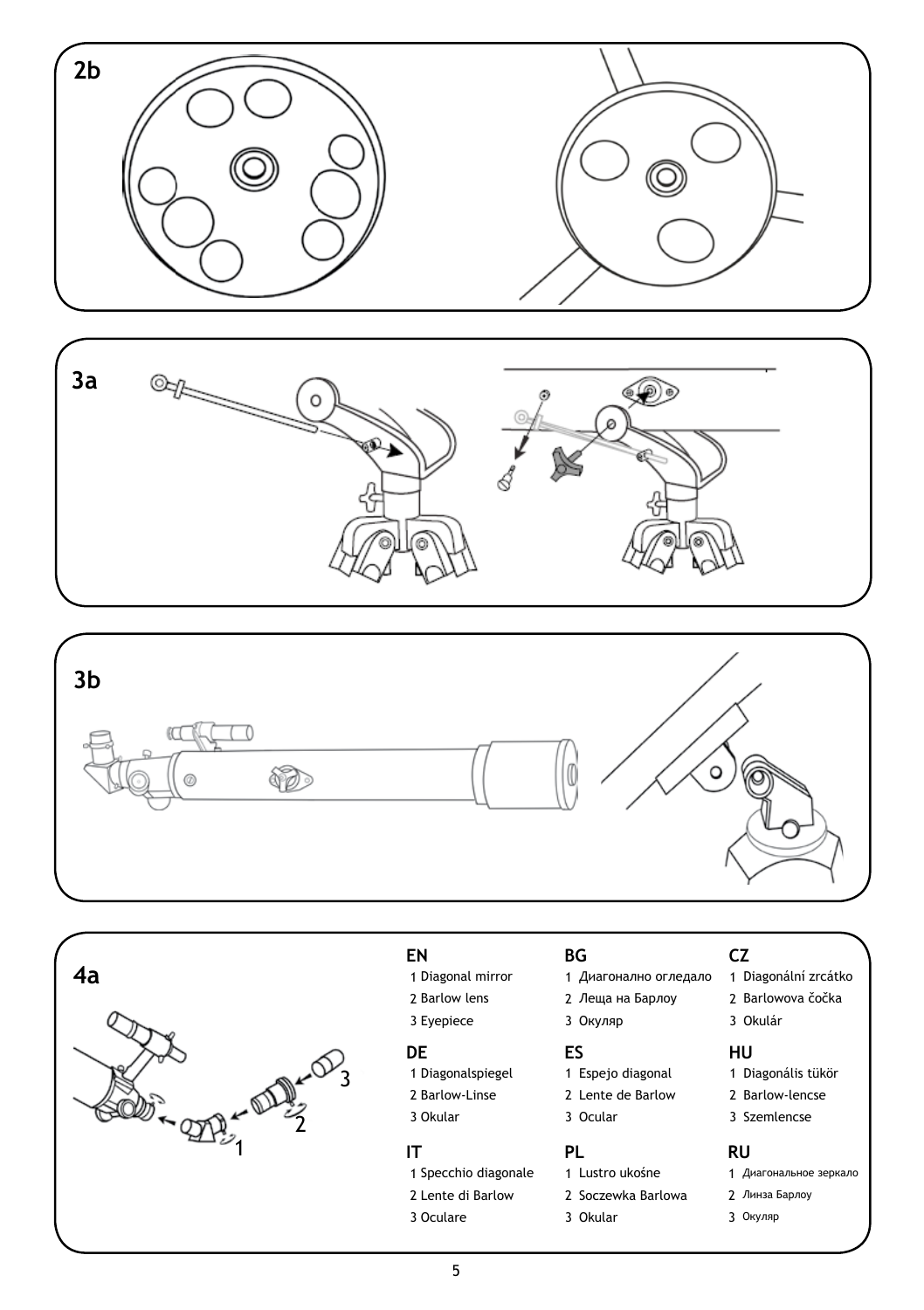**2b**

**3a**

**3b**

**4a**

1

2

3

**EN**

1 Diagonal mirror
2 Barlow lens
3 Eyepiece

**BG**

1 Диагонално огледало
2 Леща на Барлоу
3 Окуляр

**CZ**

1 Diagonální zrcátko
2 Barlowova čočka
3 Okulár

**DE**

1 Diagonalspiegel
2 Barlow-Linse
3 Okular

**ES**

1 Espejo diagonal
2 Lente de Barlow
3 Ocular

**HU**

1 Diagonális tükör
2 Barlow-lencse
3 Szemlencse

**IT**

1 Specchio diagonale
2 Lente di Barlow
3 Oculare

**PL**

1 Lustro ukośne
2 Soczewka Barlowa
3 Okular

**RU**

1 Диагональное зеркало
2 Линза Барлоу
3 Окуляр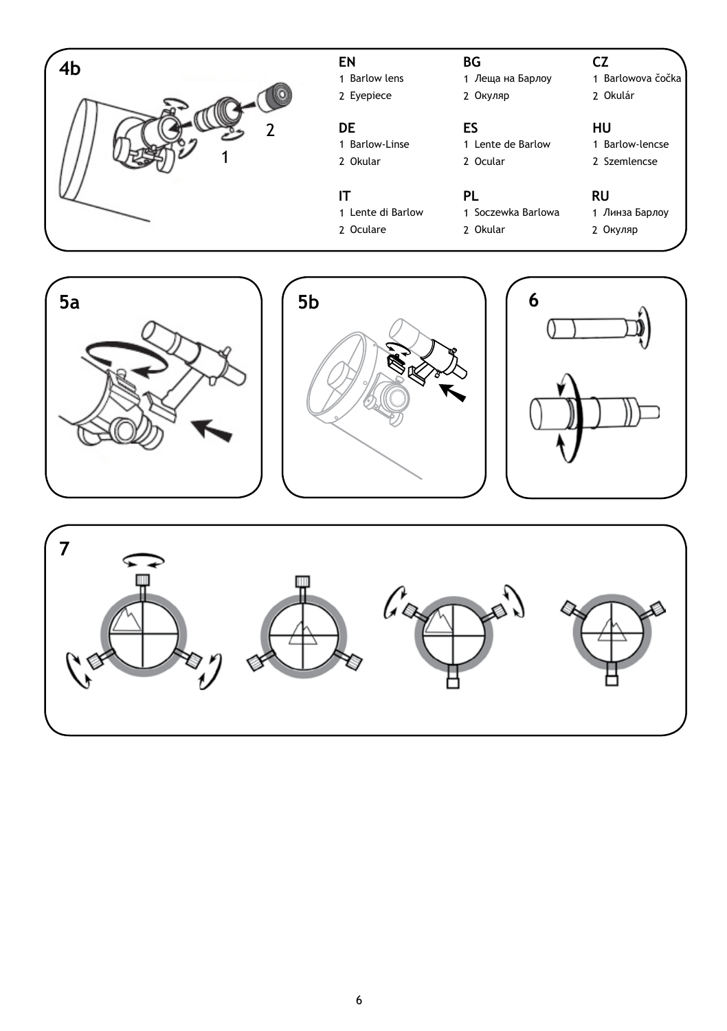## 4b

1
2

**EN**
1 Barlow lens
2 Eyepiece

**BG**
1 Леща на Барлоу
2 Окуляр

**CZ**
1 Barlowova čočka
2 Okulár

**DE**
1 Barlow-Linse
2 Okular

**ES**
1 Lente de Barlow
2 Ocular

**HU**
1 Barlow-lencse
2 Szemlencse

**IT**
1 Lente di Barlow
2 Oculare

**PL**
1 Soczewka Barlowa
2 Okular

**RU**
1 Линза Барлоу
2 Окуляр

## 5a

## 5b

## 6

## 7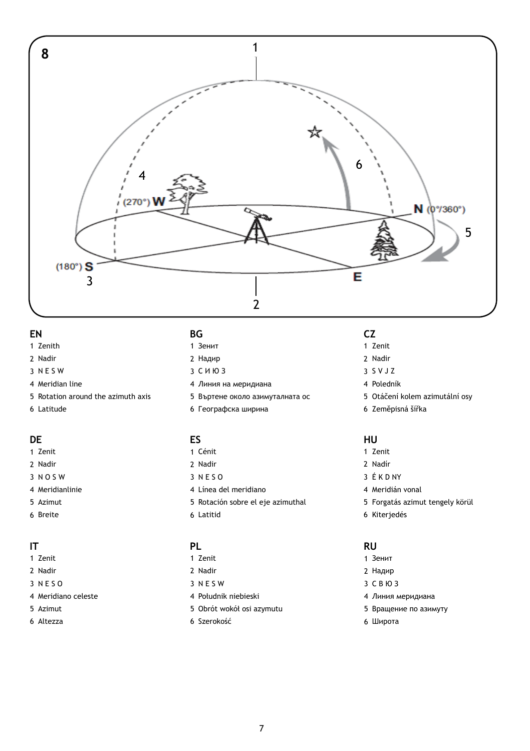## 8

## EN
1 Zenith
2 Nadir
3 N E S W
4 Meridian line
5 Rotation around the azimuth axis
6 Latitude

## BG
1 Зенит
2 Надир
3 С И Ю З
4 Линия на меридиана
5 Въртене около азимуталната ос
6 Географска ширина

## CZ
1 Zenit
2 Nadir
3 S V J Z
4 Poledník
5 Otáčení kolem azimutální osy
6 Zeměpisná šířka

## DE
1 Zenit
2 Nadir
3 N O S W
4 Meridianlinie
5 Azimut
6 Breite

## ES
1 Cénit
2 Nadir
3 N E S O
4 Línea del meridiano
5 Rotación sobre el eje azimuthal
6 Latitid

## HU
1 Zenit
2 Nadír
3 É K D NY
4 Meridián vonal
5 Forgatás azimut tengely körül
6 Kiterjedés

## IT
1 Zenit
2 Nadir
3 N E S O
4 Meridiano celeste
5 Azimut
6 Altezza

## PL
1 Zenit
2 Nadir
3 N E S W
4 Południk niebieski
5 Obrót wokół osi azymutu
6 Szerokość

## RU
1 Зенит
2 Надир
3 С В Ю З
4 Линия меридиана
5 Вращение по азимуту
6 Широта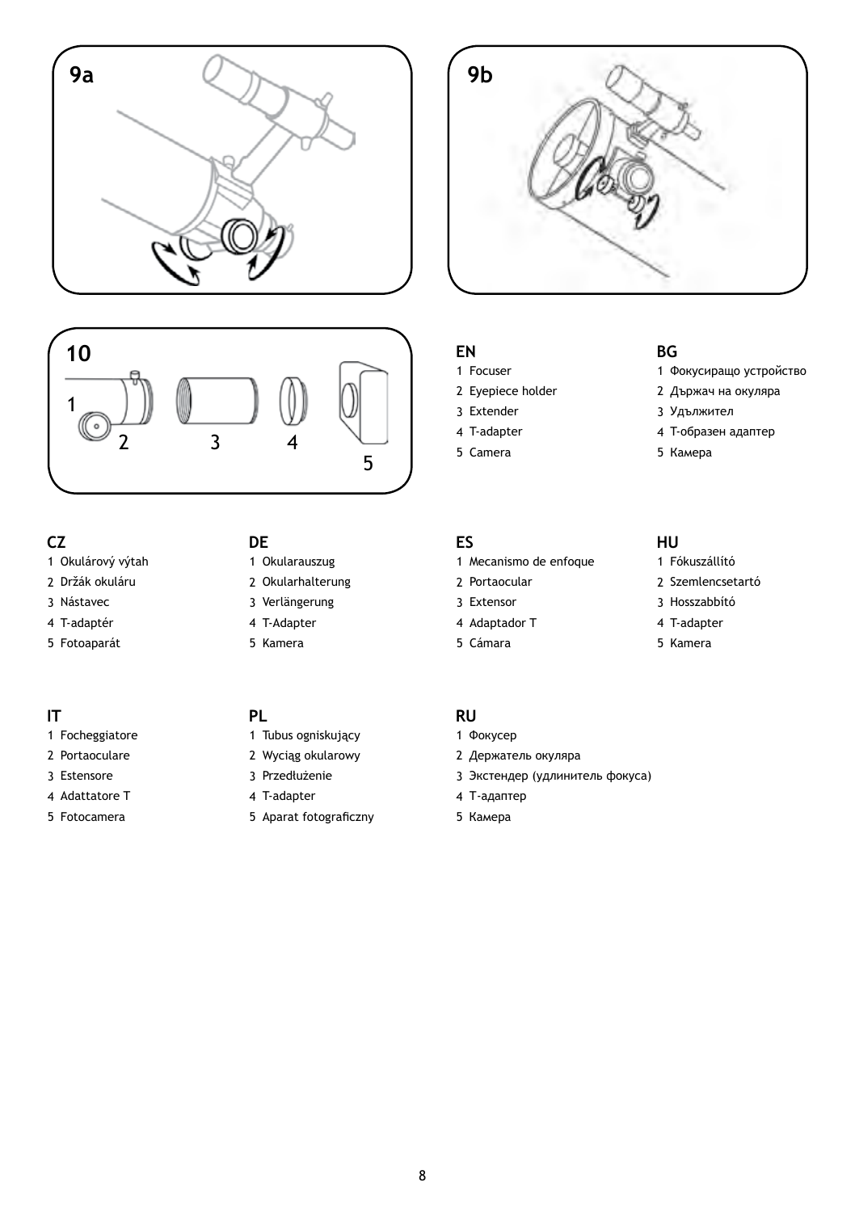9a

9b

10

1 2 3 4 5

**EN**
1 Focuser
2 Eyepiece holder
3 Extender
4 T-adapter
5 Camera

**BG**
1 Фокусиращо устройство
2 Държач на окуляра
3 Удължител
4 Т-образен адаптер
5 Камера

**CZ**
1 Okulárový výtah
2 Držák okuláru
3 Nástavec
4 T-adaptér
5 Fotoaparát

**DE**
1 Okularauszug
2 Okularhalterung
3 Verlängerung
4 T-Adapter
5 Kamera

**ES**
1 Mecanismo de enfoque
2 Portaocular
3 Extensor
4 Adaptador T
5 Cámara

**HU**
1 Fókuszállító
2 Szemlencsetartó
3 Hosszabbító
4 T-adapter
5 Kamera

**IT**
1 Focheggiatore
2 Portaoculare
3 Estensore
4 Adattatore T
5 Fotocamera

**PL**
1 Tubus ogniskujący
2 Wyciąg okularowy
3 Przedłużenie
4 T-adapter
5 Aparat fotograficzny

**RU**
1 Фокусер
2 Держатель окуляра
3 Экстендер (удлинитель фокуса)
4 Т-адаптер
5 Камера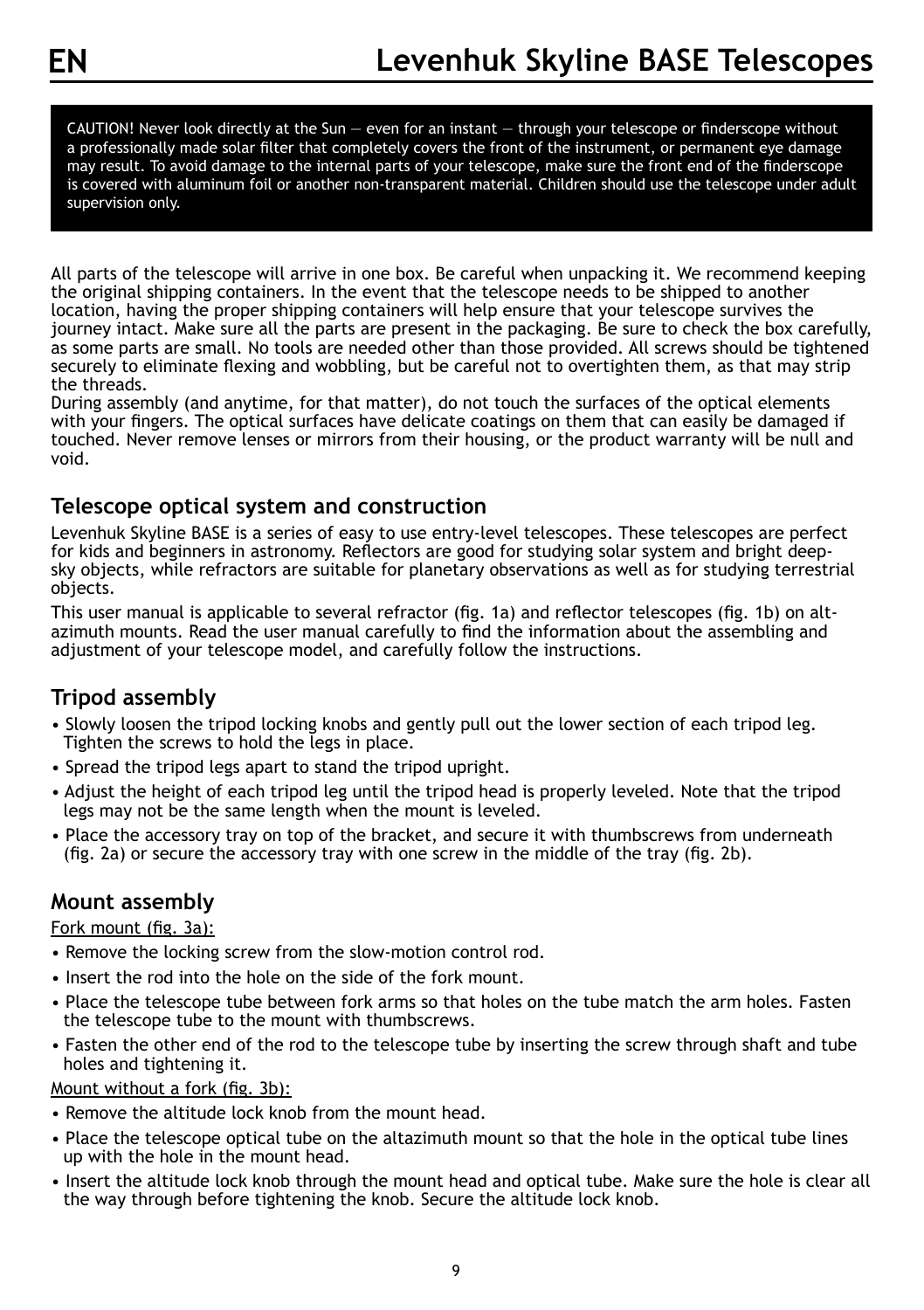# Levenhuk Skyline BASE Telescopes

CAUTION! Never look directly at the Sun — even for an instant — through your telescope or finderscope without a professionally made solar filter that completely covers the front of the instrument, or permanent eye damage may result. To avoid damage to the internal parts of your telescope, make sure the front end of the finderscope is covered with aluminum foil or another non-transparent material. Children should use the telescope under adult supervision only.

All parts of the telescope will arrive in one box. Be careful when unpacking it. We recommend keeping the original shipping containers. In the event that the telescope needs to be shipped to another location, having the proper shipping containers will help ensure that your telescope survives the journey intact. Make sure all the parts are present in the packaging. Be sure to check the box carefully, as some parts are small. No tools are needed other than those provided. All screws should be tightened securely to eliminate flexing and wobbling, but be careful not to overtighten them, as that may strip the threads.
During assembly (and anytime, for that matter), do not touch the surfaces of the optical elements with your fingers. The optical surfaces have delicate coatings on them that can easily be damaged if touched. Never remove lenses or mirrors from their housing, or the product warranty will be null and void.

## Telescope optical system and construction

Levenhuk Skyline BASE is a series of easy to use entry-level telescopes. These telescopes are perfect for kids and beginners in astronomy. Reflectors are good for studying solar system and bright deep-sky objects, while refractors are suitable for planetary observations as well as for studying terrestrial objects.

This user manual is applicable to several refractor (fig. 1a) and reflector telescopes (fig. 1b) on alt-azimuth mounts. Read the user manual carefully to find the information about the assembling and adjustment of your telescope model, and carefully follow the instructions.

## Tripod assembly

- Slowly loosen the tripod locking knobs and gently pull out the lower section of each tripod leg. Tighten the screws to hold the legs in place.
- Spread the tripod legs apart to stand the tripod upright.
- Adjust the height of each tripod leg until the tripod head is properly leveled. Note that the tripod legs may not be the same length when the mount is leveled.
- Place the accessory tray on top of the bracket, and secure it with thumbscrews from underneath (fig. 2a) or secure the accessory tray with one screw in the middle of the tray (fig. 2b).

## Mount assembly

Fork mount (fig. 3a):

- Remove the locking screw from the slow-motion control rod.
- Insert the rod into the hole on the side of the fork mount.
- Place the telescope tube between fork arms so that holes on the tube match the arm holes. Fasten the telescope tube to the mount with thumbscrews.
- Fasten the other end of the rod to the telescope tube by inserting the screw through shaft and tube holes and tightening it.

Mount without a fork (fig. 3b):

- Remove the altitude lock knob from the mount head.
- Place the telescope optical tube on the altazimuth mount so that the hole in the optical tube lines up with the hole in the mount head.
- Insert the altitude lock knob through the mount head and optical tube. Make sure the hole is clear all the way through before tightening the knob. Secure the altitude lock knob.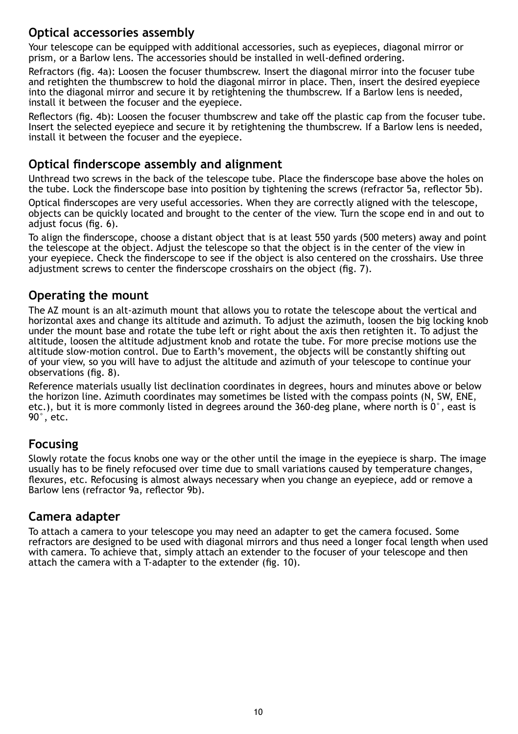## Optical accessories assembly

Your telescope can be equipped with additional accessories, such as eyepieces, diagonal mirror or prism, or a Barlow lens. The accessories should be installed in well-defined ordering.

Refractors (fig. 4a): Loosen the focuser thumbscrew. Insert the diagonal mirror into the focuser tube and retighten the thumbscrew to hold the diagonal mirror in place. Then, insert the desired eyepiece into the diagonal mirror and secure it by retightening the thumbscrew. If a Barlow lens is needed, install it between the focuser and the eyepiece.

Reflectors (fig. 4b): Loosen the focuser thumbscrew and take off the plastic cap from the focuser tube. Insert the selected eyepiece and secure it by retightening the thumbscrew. If a Barlow lens is needed, install it between the focuser and the eyepiece.

## Optical finderscope assembly and alignment

Unthread two screws in the back of the telescope tube. Place the finderscope base above the holes on the tube. Lock the finderscope base into position by tightening the screws (refractor 5a, reflector 5b).

Optical finderscopes are very useful accessories. When they are correctly aligned with the telescope, objects can be quickly located and brought to the center of the view. Turn the scope end in and out to adjust focus (fig. 6).

To align the finderscope, choose a distant object that is at least 550 yards (500 meters) away and point the telescope at the object. Adjust the telescope so that the object is in the center of the view in your eyepiece. Check the finderscope to see if the object is also centered on the crosshairs. Use three adjustment screws to center the finderscope crosshairs on the object (fig. 7).

## Operating the mount

The AZ mount is an alt-azimuth mount that allows you to rotate the telescope about the vertical and horizontal axes and change its altitude and azimuth. To adjust the azimuth, loosen the big locking knob under the mount base and rotate the tube left or right about the axis then retighten it. To adjust the altitude, loosen the altitude adjustment knob and rotate the tube. For more precise motions use the altitude slow-motion control. Due to Earth's movement, the objects will be constantly shifting out of your view, so you will have to adjust the altitude and azimuth of your telescope to continue your observations (fig. 8).

Reference materials usually list declination coordinates in degrees, hours and minutes above or below the horizon line. Azimuth coordinates may sometimes be listed with the compass points (N, SW, ENE, etc.), but it is more commonly listed in degrees around the 360-deg plane, where north is 0°, east is 90°, etc.

## Focusing

Slowly rotate the focus knobs one way or the other until the image in the eyepiece is sharp. The image usually has to be finely refocused over time due to small variations caused by temperature changes, flexures, etc. Refocusing is almost always necessary when you change an eyepiece, add or remove a Barlow lens (refractor 9a, reflector 9b).

## Camera adapter

To attach a camera to your telescope you may need an adapter to get the camera focused. Some refractors are designed to be used with diagonal mirrors and thus need a longer focal length when used with camera. To achieve that, simply attach an extender to the focuser of your telescope and then attach the camera with a T-adapter to the extender (fig. 10).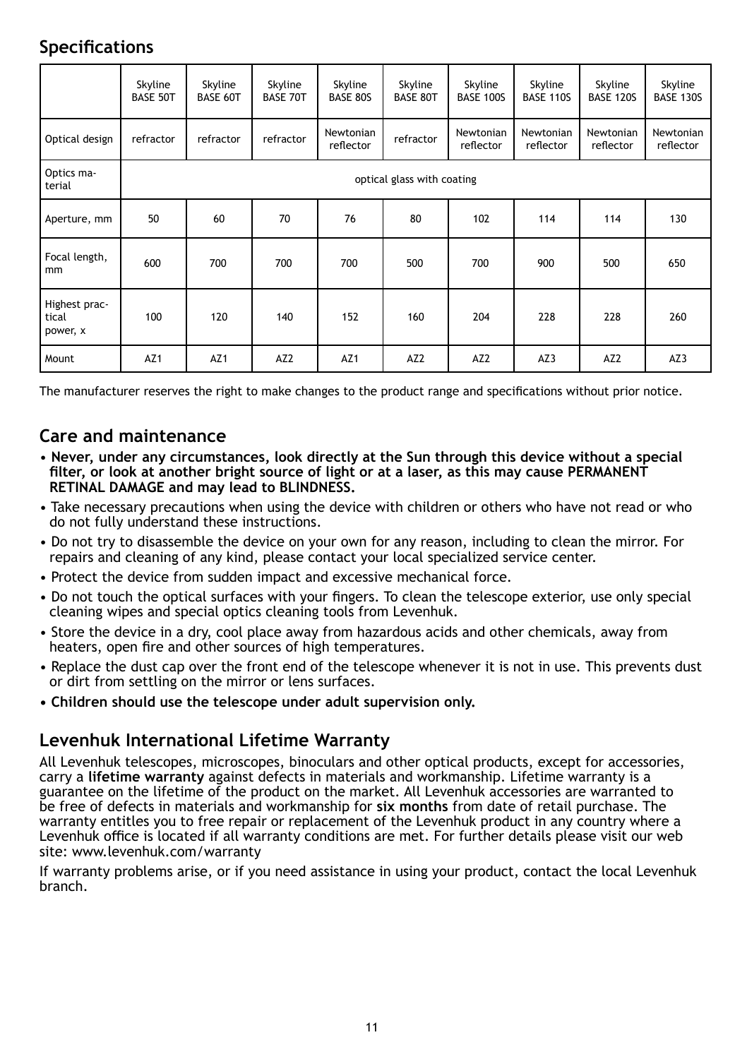## Specifications

| | Skyline BASE 50T | Skyline BASE 60T | Skyline BASE 70T | Skyline BASE 80S | Skyline BASE 80T | Skyline BASE 100S | Skyline BASE 110S | Skyline BASE 120S | Skyline BASE 130S |
|---|---|---|---|---|---|---|---|---|---|
| Optical design | refractor | refractor | refractor | Newtonian reflector | refractor | Newtonian reflector | Newtonian reflector | Newtonian reflector | Newtonian reflector |
| Optics material | optical glass with coating | | | | | | | | |
| Aperture, mm | 50 | 60 | 70 | 76 | 80 | 102 | 114 | 114 | 130 |
| Focal length, mm | 600 | 700 | 700 | 700 | 500 | 700 | 900 | 500 | 650 |
| Highest practical power, x | 100 | 120 | 140 | 152 | 160 | 204 | 228 | 228 | 260 |
| Mount | AZ1 | AZ1 | AZ2 | AZ1 | AZ2 | AZ2 | AZ3 | AZ2 | AZ3 |

The manufacturer reserves the right to make changes to the product range and specifications without prior notice.

## Care and maintenance

- **Never, under any circumstances, look directly at the Sun through this device without a special filter, or look at another bright source of light or at a laser, as this may cause PERMANENT RETINAL DAMAGE and may lead to BLINDNESS.**
- Take necessary precautions when using the device with children or others who have not read or who do not fully understand these instructions.
- Do not try to disassemble the device on your own for any reason, including to clean the mirror. For repairs and cleaning of any kind, please contact your local specialized service center.
- Protect the device from sudden impact and excessive mechanical force.
- Do not touch the optical surfaces with your fingers. To clean the telescope exterior, use only special cleaning wipes and special optics cleaning tools from Levenhuk.
- Store the device in a dry, cool place away from hazardous acids and other chemicals, away from heaters, open fire and other sources of high temperatures.
- Replace the dust cap over the front end of the telescope whenever it is not in use. This prevents dust or dirt from settling on the mirror or lens surfaces.
- **Children should use the telescope under adult supervision only.**

## Levenhuk International Lifetime Warranty

All Levenhuk telescopes, microscopes, binoculars and other optical products, except for accessories, carry a **lifetime warranty** against defects in materials and workmanship. Lifetime warranty is a guarantee on the lifetime of the product on the market. All Levenhuk accessories are warranted to be free of defects in materials and workmanship for **six months** from date of retail purchase. The warranty entitles you to free repair or replacement of the Levenhuk product in any country where a Levenhuk office is located if all warranty conditions are met. For further details please visit our web site: www.levenhuk.com/warranty

If warranty problems arise, or if you need assistance in using your product, contact the local Levenhuk branch.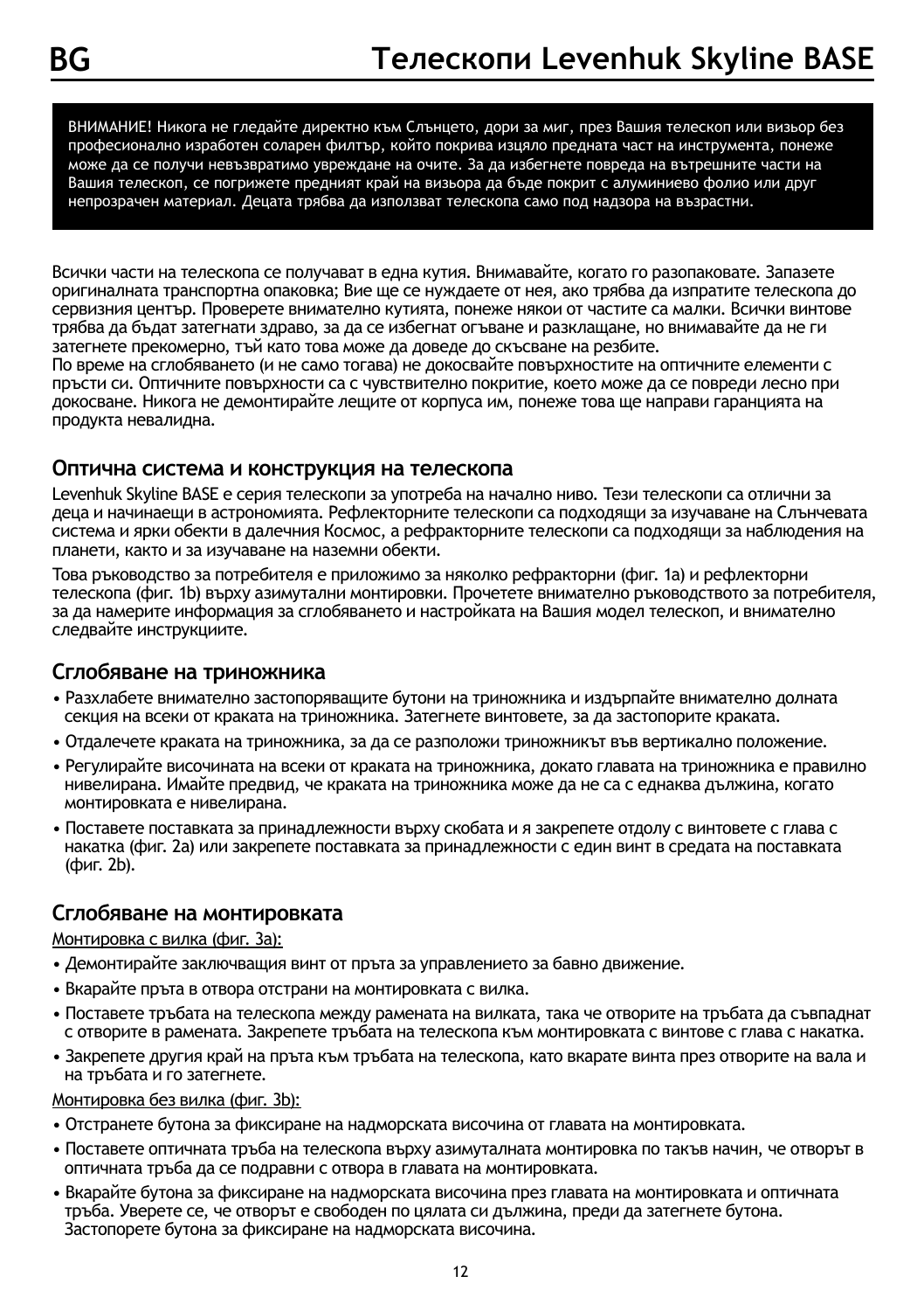# Телескопи Levenhuk Skyline BASE

ВНИМАНИЕ! Никога не гледайте директно към Слънцето, дори за миг, през Вашия телескоп или визьор без професионално изработен соларен филтър, който покрива изцяло предната част на инструмента, понеже може да се получи невъзвратимо увреждане на очите. За да избегнете повреда на вътрешните части на Вашия телескоп, се погрижете предният край на визьора да бъде покрит с алуминиево фолио или друг непрозрачен материал. Децата трябва да използват телескопа само под надзора на възрастни.

Всички части на телескопа се получават в една кутия. Внимавайте, когато го разопаковате. Запазете оригиналната транспортна опаковка; Вие ще се нуждаете от нея, ако трябва да изпратите телескопа до сервизния център. Проверете внимателно кутията, понеже някои от частите са малки. Всички винтове трябва да бъдат затегнати здраво, за да се избегнат огъване и разклащане, но внимавайте да не ги затегнете прекомерно, тъй като това може да доведе до скъсване на резбите.
По време на сглобяването (и не само тогава) не докосвайте повърхностите на оптичните елементи с пръсти си. Оптичните повърхности са с чувствително покритие, което може да се повреди лесно при докосване. Никога не демонтирайте лещите от корпуса им, понеже това ще направи гаранцията на продукта невалидна.

## Оптична система и конструкция на телескопа

Levenhuk Skyline BASE е серия телескопи за употреба на начално ниво. Тези телескопи са отлични за деца и начинаещи в астрономията. Рефлекторните телескопи са подходящи за изучаване на Слънчевата система и ярки обекти в далечния Космос, а рефракторните телескопи са подходящи за наблюдения на планети, както и за изучаване на наземни обекти.

Това ръководство за потребителя е приложимо за няколко рефракторни (фиг. 1a) и рефлекторни телескопа (фиг. 1b) върху азимутални монтировки. Прочетете внимателно ръководството за потребителя, за да намерите информация за сглобяването и настройката на Вашия модел телескоп, и внимателно следвайте инструкциите.

## Сглобяване на триножника

- Разхлабете внимателно застопоряващите бутони на триножника и издърпайте внимателно долната секция на всеки от краката на триножника. Затегнете винтовете, за да застопорите краката.
- Отдалечете краката на триножника, за да се разположи триножникът във вертикално положение.
- Регулирайте височината на всеки от краката на триножника, докато главата на триножника е правилно нивелирана. Имайте предвид, че краката на триножника може да не са с еднаква дължина, когато монтировката е нивелирана.
- Поставете поставката за принадлежности върху скобата и я закрепете отдолу с винтовете с глава с накатка (фиг. 2a) или закрепете поставката за принадлежности с един винт в средата на поставката (фиг. 2b).

## Сглобяване на монтировката

<u>Монтировка с вилка (фиг. 3a):</u>

- Демонтирайте заключващия винт от пръта за управлението за бавно движение.
- Вкарайте пръта в отвора отстрани на монтировката с вилка.
- Поставете тръбата на телескопа между рамената на вилката, така че отворите на тръбата да съвпаднат с отворите в рамената. Закрепете тръбата на телескопа към монтировката с винтове с глава с накатка.
- Закрепете другия край на пръта към тръбата на телескопа, като вкарате винта през отворите на вала и на тръбата и го затегнете.

<u>Монтировка без вилка (фиг. 3b):</u>

- Отстранете бутона за фиксиране на надморската височина от главата на монтировката.
- Поставете оптичната тръба на телескопа върху азимуталната монтировка по такъв начин, че отворът в оптичната тръба да се подравни с отвора в главата на монтировката.
- Вкарайте бутона за фиксиране на надморската височина през главата на монтировката и оптичната тръба. Уверете се, че отворът е свободен по цялата си дължина, преди да затегнете бутона. Застопорете бутона за фиксиране на надморската височина.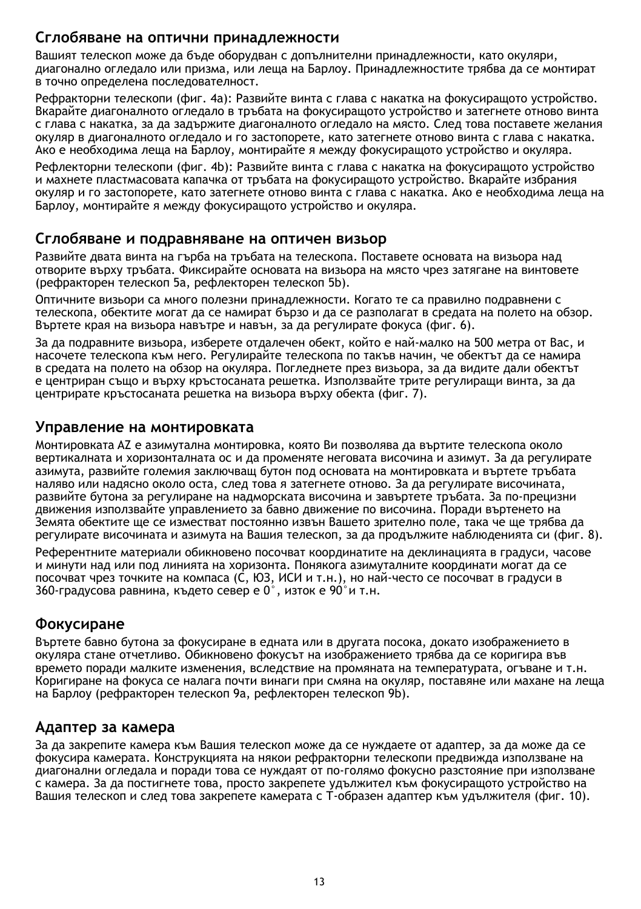## Сглобяване на оптични принадлежности

Вашият телескоп може да бъде оборудван с допълнителни принадлежности, като окуляри, диагонално огледало или призма, или леща на Барлоу. Принадлежностите трябва да се монтират в точно определена последователност.

Рефракторни телескопи (фиг. 4a): Развийте винта с глава с накатка на фокусиращото устройство. Вкарайте диагоналното огледало в тръбата на фокусиращото устройство и затегнете отново винта с глава с накатка, за да задържите диагоналното огледало на място. След това поставете желания окуляр в диагоналното огледало и го застопорете, като затегнете отново винта с глава с накатка. Ако е необходима леща на Барлоу, монтирайте я между фокусиращото устройство и окуляра.

Рефлекторни телескопи (фиг. 4b): Развийте винта с глава с накатка на фокусиращото устройство и махнете пластмасовата капачка от тръбата на фокусиращото устройство. Вкарайте избрания окуляр и го застопорете, като затегнете отново винта с глава с накатка. Ако е необходима леща на Барлоу, монтирайте я между фокусиращото устройство и окуляра.

## Сглобяване и подравняване на оптичен визьор

Развийте двата винта на гърба на тръбата на телескопа. Поставете основата на визьора над отворите върху тръбата. Фиксирайте основата на визьора на място чрез затягане на винтовете (рефракторен телескоп 5a, рефлекторен телескоп 5b).

Оптичните визьори са много полезни принадлежности. Когато те са правилно подравнени с телескопа, обектите могат да се намират бързо и да се разполагат в средата на полето на обзор. Въртете края на визьора навътре и навън, за да регулирате фокуса (фиг. 6).

За да подравните визьора, изберете отдалечен обект, който е най-малко на 500 метра от Вас, и насочете телескопа към него. Регулирайте телескопа по такъв начин, че обектът да се намира в средата на полето на обзор на окуляра. Погледнете през визьора, за да видите дали обектът е центриран също и върху кръстосаната решетка. Използвайте трите регулиращи винта, за да центрирате кръстосаната решетка на визьора върху обекта (фиг. 7).

## Управление на монтировката

Монтировката AZ е азимутална монтировка, която Ви позволява да въртите телескопа около вертикалната и хоризонталната ос и да променяте неговата височина и азимут. За да регулирате азимута, развийте големия заключващ бутон под основата на монтировката и въртете тръбата наляво или надясно около оста, след това я затегнете отново. За да регулирате височината, развийте бутона за регулиране на надморската височина и завъртете тръбата. За по-прецизни движения използвайте управлението за бавно движение по височина. Поради въртенето на Земята обектите ще се изместват постоянно извън Вашето зрително поле, така че ще трябва да регулирате височината и азимута на Вашия телескоп, за да продължите наблюденията си (фиг. 8).

Референтните материали обикновено посочват координатите на деклинацията в градуси, часове и минути над или под линията на хоризонта. Понякога азимуталните координати могат да се посочват чрез точките на компаса (С, ЮЗ, ИСИ и т.н.), но най-често се посочват в градуси в 360-градусова равнина, където север е 0˚, изток е 90˚и т.н.

## Фокусиране

Въртете бавно бутона за фокусиране в едната или в другата посока, докато изображението в окуляра стане отчетливо. Обикновено фокусът на изображението трябва да се коригира във времето поради малките изменения, вследствие на промяната на температурата, огъване и т.н. Коригиране на фокуса се налага почти винаги при смяна на окуляр, поставяне или махане на леща на Барлоу (рефракторен телескоп 9a, рефлекторен телескоп 9b).

## Адаптер за камера

За да закрепите камера към Вашия телескоп може да се нуждаете от адаптер, за да може да се фокусира камерата. Конструкцията на някои рефракторни телескопи предвижда използване на диагонални огледала и поради това се нуждаят от по-голямо фокусно разстояние при използване с камера. За да постигнете това, просто закрепете удължител към фокусиращото устройство на Вашия телескоп и след това закрепете камерата с Т-образен адаптер към удължителя (фиг. 10).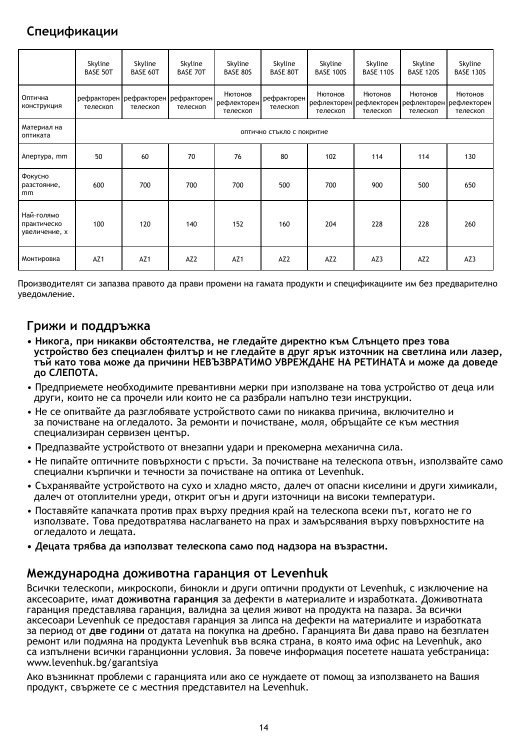## Спецификации

| | Skyline BASE 50T | Skyline BASE 60T | Skyline BASE 70T | Skyline BASE 80S | Skyline BASE 80T | Skyline BASE 100S | Skyline BASE 110S | Skyline BASE 120S | Skyline BASE 130S |
|---|---|---|---|---|---|---|---|---|---|
| Оптична конструкция | рефракторен телескоп | рефракторен телескоп | рефракторен телескоп | Нютонов рефлекторен телескоп | рефракторен телескоп | Нютонов рефлекторен телескоп | Нютонов рефлекторен телескоп | Нютонов рефлекторен телескоп | Нютонов рефлекторен телескоп |
| Материал на оптиката | оптично стъкло с покритие | | | | | | | | |
| Апертура, mm | 50 | 60 | 70 | 76 | 80 | 102 | 114 | 114 | 130 |
| Фокусно разстояние, mm | 600 | 700 | 700 | 700 | 500 | 700 | 900 | 500 | 650 |
| Най-голямо практическо увеличение, x | 100 | 120 | 140 | 152 | 160 | 204 | 228 | 228 | 260 |
| Монтировка | AZ1 | AZ1 | AZ2 | AZ1 | AZ2 | AZ2 | AZ3 | AZ2 | AZ3 |

Производителят си запазва правото да прави промени на гамата продукти и спецификациите им без предварително уведомление.

## Грижи и поддръжка

- **Никога, при никакви обстоятелства, не гледайте директно към Слънцето през това устройство без специален филтър и не гледайте в друг ярък източник на светлина или лазер, тъй като това може да причини НЕВЪЗВРАТИМО УВРЕЖДАНЕ НА РЕТИНАТА и може да доведе до СЛЕПОТА.**
- Предприемете необходимите превантивни мерки при използване на това устройство от деца или други, които не са прочели или които не са разбрали напълно тези инструкции.
- Не се опитвайте да разглобявате устройството сами по никаква причина, включително и за почистване на огледалото. За ремонти и почистване, моля, обръщайте се към местния специализиран сервизен център.
- Предпазвайте устройството от внезапни удари и прекомерна механична сила.
- Не пипайте оптичните повърхности с пръсти. За почистване на телескопа отвън, използвайте само специални кърпички и течности за почистване на оптика от Levenhuk.
- Съхранявайте устройството на сухо и хладно място, далеч от опасни киселини и други химикали, далеч от отоплителни уреди, открит огън и други източници на високи температури.
- Поставяйте капачката против прах върху предния край на телескопа всеки път, когато не го използвате. Това предотвратява наслагването на прах и замърсявания върху повърхностите на огледалото и лещата.
- **Децата трябва да използват телескопа само под надзора на възрастни.**

## Международна доживотна гаранция от Levenhuk

Всички телескопи, микроскопи, бинокли и други оптични продукти от Levenhuk, с изключение на аксесоарите, имат **доживотна гаранция** за дефекти в материалите и изработката. Доживотната гаранция представлява гаранция, валидна за целия живот на продукта на пазара. За всички аксесоари Levenhuk се предоставя гаранция за липса на дефекти на материалите и изработката за период от **две години** от датата на покупка на дребно. Гаранцията Ви дава право на безплатен ремонт или подмяна на продукта Levenhuk във всяка страна, в която има офис на Levenhuk, ако са изпълнени всички гаранционни условия. За повече информация посетете нашата уебстраница: www.levenhuk.bg/garantsiya

Ако възникнат проблеми с гаранцията или ако се нуждаете от помощ за използването на Вашия продукт, свържете се с местния представител на Levenhuk.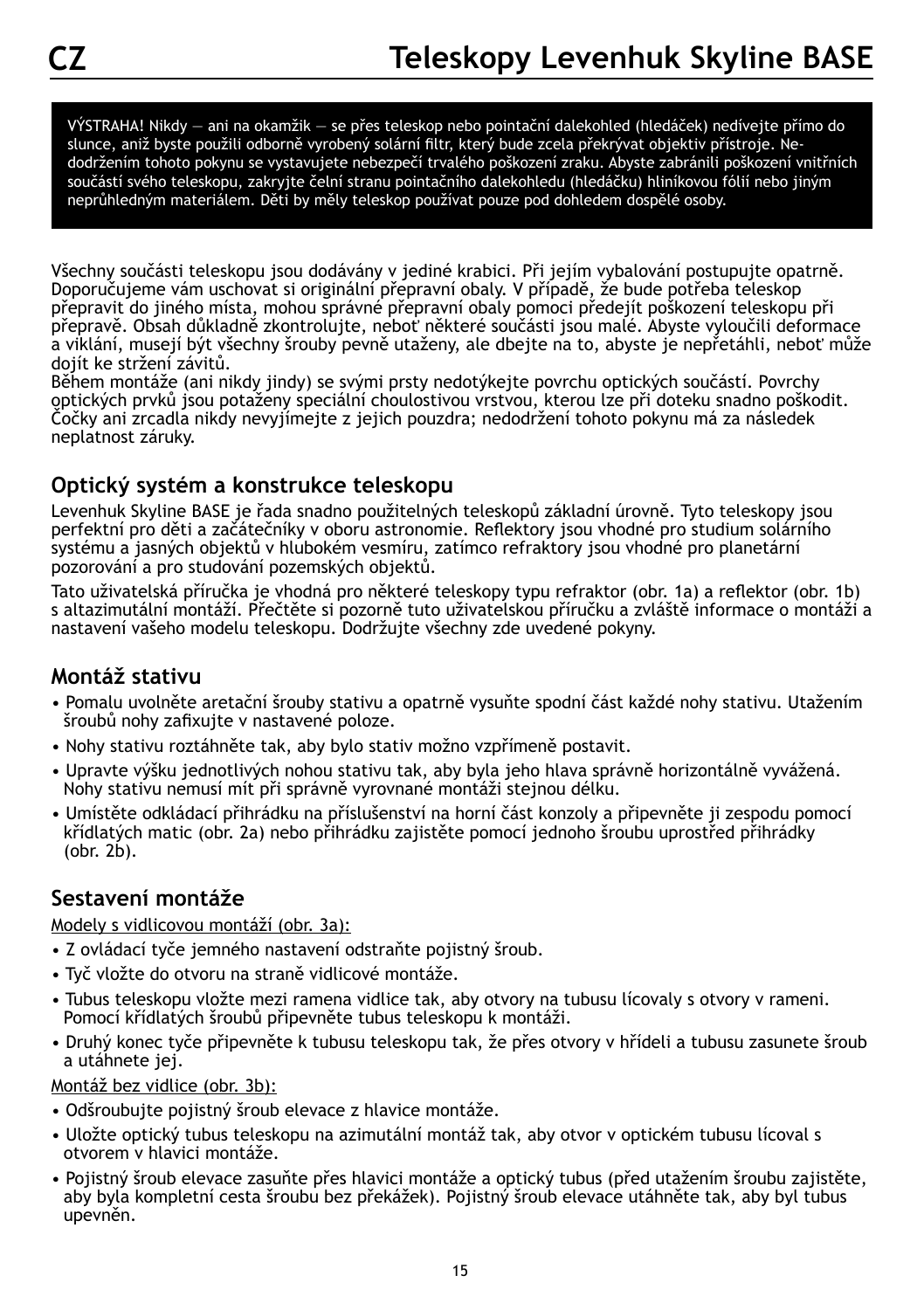# Teleskopy Levenhuk Skyline BASE

VÝSTRAHA! Nikdy — ani na okamžik — se přes teleskop nebo pointační dalekohled (hledáček) nedívejte přímo do slunce, aniž byste použili odborně vyrobený solární filtr, který bude zcela překrývat objektiv přístroje. Nedodržením tohoto pokynu se vystavujete nebezpečí trvalého poškození zraku. Abyste zabránili poškození vnitřních součástí svého teleskopu, zakryjte čelní stranu pointačního dalekohledu (hledáčku) hliníkovou fólií nebo jiným neprůhledným materiálem. Děti by měly teleskop používat pouze pod dohledem dospělé osoby.

Všechny součásti teleskopu jsou dodávány v jediné krabici. Při jejím vybalování postupujte opatrně. Doporučujeme vám uschovat si originální přepravní obaly. V případě, že bude potřeba teleskop přepravit do jiného místa, mohou správné přepravní obaly pomoci předejít poškození teleskopu při přepravě. Obsah důkladně zkontrolujte, neboť některé součásti jsou malé. Abyste vyloučili deformace a viklání, musejí být všechny šrouby pevně utaženy, ale dbejte na to, abyste je nepřetáhli, neboť může dojít ke stržení závitů.
Během montáže (ani nikdy jindy) se svými prsty nedotýkejte povrchu optických součástí. Povrchy optických prvků jsou potaženy speciální choulostivou vrstvou, kterou lze při doteku snadno poškodit. Čočky ani zrcadla nikdy nevyjímejte z jejich pouzdra; nedodržení tohoto pokynu má za následek neplatnost záruky.

## Optický systém a konstrukce teleskopu

Levenhuk Skyline BASE je řada snadno použitelných teleskopů základní úrovně. Tyto teleskopy jsou perfektní pro děti a začátečníky v oboru astronomie. Reflektory jsou vhodné pro studium solárního systému a jasných objektů v hlubokém vesmíru, zatímco refraktory jsou vhodné pro planetární pozorování a pro studování pozemských objektů.

Tato uživatelská příručka je vhodná pro některé teleskopy typu refraktor (obr. 1a) a reflektor (obr. 1b) s altazimutální montáží. Přečtěte si pozorně tuto uživatelskou příručku a zvláště informace o montáži a nastavení vašeho modelu teleskopu. Dodržujte všechny zde uvedené pokyny.

## Montáž stativu

- Pomalu uvolněte aretační šrouby stativu a opatrně vysuňte spodní část každé nohy stativu. Utažením šroubů nohy zafixujte v nastavené poloze.
- Nohy stativu roztáhněte tak, aby bylo stativ možno vzpřímeně postavit.
- Upravte výšku jednotlivých nohou stativu tak, aby byla jeho hlava správně horizontálně vyvážená. Nohy stativu nemusí mít při správně vyrovnané montáži stejnou délku.
- Umístěte odkládací přihrádku na příslušenství na horní část konzoly a připevněte ji zespodu pomocí křídlatých matic (obr. 2a) nebo přihrádku zajistěte pomocí jednoho šroubu uprostřed přihrádky (obr. 2b).

## Sestavení montáže

Modely s vidlicovou montáží (obr. 3a):

- Z ovládací tyče jemného nastavení odstraňte pojistný šroub.
- Tyč vložte do otvoru na straně vidlicové montáže.
- Tubus teleskopu vložte mezi ramena vidlice tak, aby otvory na tubusu lícovaly s otvory v rameni. Pomocí křídlatých šroubů připevněte tubus teleskopu k montáži.
- Druhý konec tyče připevněte k tubusu teleskopu tak, že přes otvory v hřídeli a tubusu zasunete šroub a utáhnete jej.

Montáž bez vidlice (obr. 3b):

- Odšroubujte pojistný šroub elevace z hlavice montáže.
- Uložte optický tubus teleskopu na azimutální montáž tak, aby otvor v optickém tubusu lícoval s otvorem v hlavici montáže.
- Pojistný šroub elevace zasuňte přes hlavici montáže a optický tubus (před utažením šroubu zajistěte, aby byla kompletní cesta šroubu bez překážek). Pojistný šroub elevace utáhněte tak, aby byl tubus upevněn.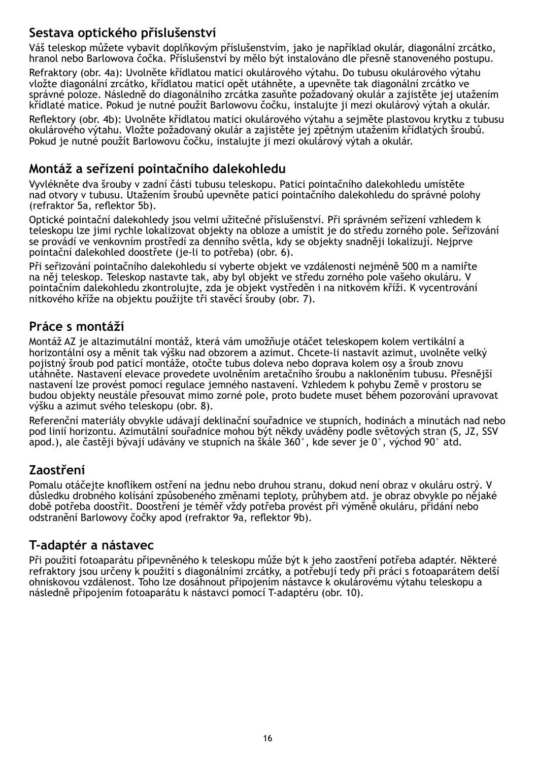## Sestava optického příslušenství

Váš teleskop můžete vybavit doplňkovým příslušenstvím, jako je například okulár, diagonální zrcátko, hranol nebo Barlowova čočka. Příslušenství by mělo být instalováno dle přesně stanoveného postupu.

Refraktory (obr. 4a): Uvolněte křídlatou matici okulárového výtahu. Do tubusu okulárového výtahu vložte diagonální zrcátko, křídlatou matici opět utáhněte, a upevněte tak diagonální zrcátko ve správné poloze. Následně do diagonálního zrcátka zasuňte požadovaný okulár a zajistěte jej utažením křídlaté matice. Pokud je nutné použít Barlowovu čočku, instalujte ji mezi okulárový výtah a okulár.

Reflektory (obr. 4b): Uvolněte křídlatou matici okulárového výtahu a sejměte plastovou krytku z tubusu okulárového výtahu. Vložte požadovaný okulár a zajistěte jej zpětným utažením křídlatých šroubů. Pokud je nutné použít Barlowovu čočku, instalujte ji mezi okulárový výtah a okulár.

## Montáž a seřízení pointačního dalekohledu

Vyvlékněte dva šrouby v zadní části tubusu teleskopu. Patici pointačního dalekohledu umístěte nad otvory v tubusu. Utažením šroubů upevněte patici pointačního dalekohledu do správné polohy (refraktor 5a, reflektor 5b).

Optické pointační dalekohledy jsou velmi užitečné příslušenství. Při správném seřízení vzhledem k teleskopu lze jimi rychle lokalizovat objekty na obloze a umístit je do středu zorného pole. Seřizování se provádí ve venkovním prostředí za denního světla, kdy se objekty snadněji lokalizují. Nejprve pointační dalekohled doostřete (je-li to potřeba) (obr. 6).

Při seřizování pointačního dalekohledu si vyberte objekt ve vzdálenosti nejméně 500 m a namiřte na něj teleskop. Teleskop nastavte tak, aby byl objekt ve středu zorného pole vašeho okuláru. V pointačním dalekohledu zkontrolujte, zda je objekt vystředěn i na nitkovém kříži. K vycentrování nitkového kříže na objektu použijte tři stavěcí šrouby (obr. 7).

## Práce s montáží

Montáž AZ je altazimutální montáž, která vám umožňuje otáčet teleskopem kolem vertikální a horizontální osy a měnit tak výšku nad obzorem a azimut. Chcete-li nastavit azimut, uvolněte velký pojistný šroub pod paticí montáže, otočte tubus doleva nebo doprava kolem osy a šroub znovu utáhněte. Nastavení elevace provedete uvolněním aretačního šroubu a nakloněním tubusu. Přesnější nastavení lze provést pomocí regulace jemného nastavení. Vzhledem k pohybu Země v prostoru se budou objekty neustále přesouvat mimo zorné pole, proto budete muset během pozorování upravovat výšku a azimut svého teleskopu (obr. 8).

Referenční materiály obvykle udávají deklinační souřadnice ve stupních, hodinách a minutách nad nebo pod linií horizontu. Azimutální souřadnice mohou být někdy uváděny podle světových stran (S, JZ, SSV apod.), ale častěji bývají udávány ve stupních na škále 360°, kde sever je 0°, východ 90° atd.

## Zaostření

Pomalu otáčejte knoflíkem ostření na jednu nebo druhou stranu, dokud není obraz v okuláru ostrý. V důsledku drobného kolísání způsobeného změnami teploty, průhybem atd. je obraz obvykle po nějaké době potřeba doostřit. Doostření je téměř vždy potřeba provést při výměně okuláru, přidání nebo odstranění Barlowovy čočky apod (refraktor 9a, reflektor 9b).

## T-adaptér a nástavec

Při použití fotoaparátu připevněného k teleskopu může být k jeho zaostření potřeba adaptér. Některé refraktory jsou určeny k použití s diagonálními zrcátky, a potřebují tedy při práci s fotoaparátem delší ohniskovou vzdálenost. Toho lze dosáhnout připojením nástavce k okulárovému výtahu teleskopu a následně připojením fotoaparátu k nástavci pomocí T-adaptéru (obr. 10).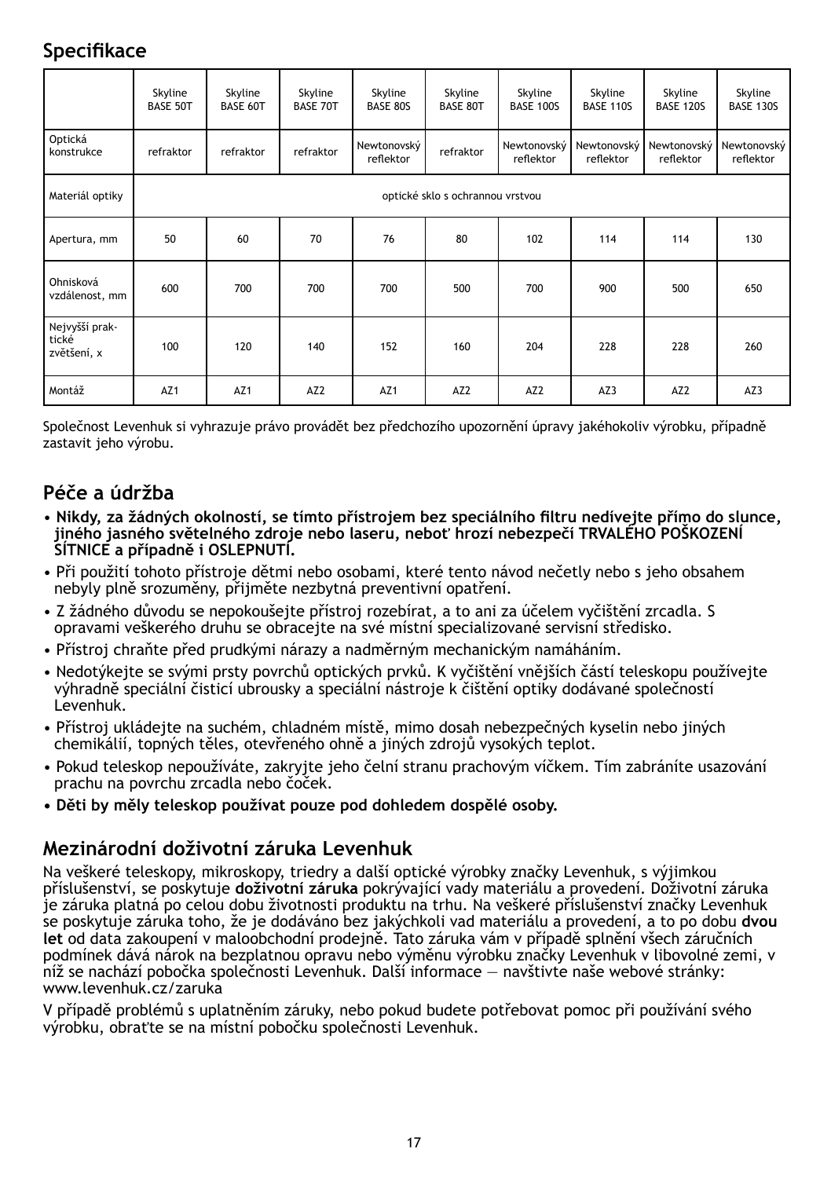## Specifikace

| | Skyline BASE 50T | Skyline BASE 60T | Skyline BASE 70T | Skyline BASE 80S | Skyline BASE 80T | Skyline BASE 100S | Skyline BASE 110S | Skyline BASE 120S | Skyline BASE 130S |
|---|---|---|---|---|---|---|---|---|---|
| Optická konstrukce | refraktor | refraktor | refraktor | Newtonovský reflektor | refraktor | Newtonovský reflektor | Newtonovský reflektor | Newtonovský reflektor | Newtonovský reflektor |
| Materiál optiky | optické sklo s ochrannou vrstvou | | | | | | | | |
| Apertura, mm | 50 | 60 | 70 | 76 | 80 | 102 | 114 | 114 | 130 |
| Ohnisková vzdálenost, mm | 600 | 700 | 700 | 700 | 500 | 700 | 900 | 500 | 650 |
| Nejvyšší praktické zvětšení, x | 100 | 120 | 140 | 152 | 160 | 204 | 228 | 228 | 260 |
| Montáž | AZ1 | AZ1 | AZ2 | AZ1 | AZ2 | AZ2 | AZ3 | AZ2 | AZ3 |

Společnost Levenhuk si vyhrazuje právo provádět bez předchozího upozornění úpravy jakéhokoliv výrobku, případně zastavit jeho výrobu.

## Péče a údržba

- **Nikdy, za žádných okolností, se tímto přístrojem bez speciálního filtru nedívejte přímo do slunce, jiného jasného světelného zdroje nebo laseru, neboť hrozí nebezpečí TRVALÉHO POŠKOZENÍ SÍTNICE a případně i OSLEPNUTÍ.**
- Při použití tohoto přístroje dětmi nebo osobami, které tento návod nečetly nebo s jeho obsahem nebyly plně srozuměny, přijměte nezbytná preventivní opatření.
- Z žádného důvodu se nepokoušejte přístroj rozebírat, a to ani za účelem vyčištění zrcadla. S opravami veškerého druhu se obracejte na své místní specializované servisní středisko.
- Přístroj chraňte před prudkými nárazy a nadměrným mechanickým namáháním.
- Nedotýkejte se svými prsty povrchů optických prvků. K vyčištění vnějších částí teleskopu používejte výhradně speciální čisticí ubrousky a speciální nástroje k čištění optiky dodávané společností Levenhuk.
- Přístroj ukládejte na suchém, chladném místě, mimo dosah nebezpečných kyselin nebo jiných chemikálií, topných těles, otevřeného ohně a jiných zdrojů vysokých teplot.
- Pokud teleskop nepoužíváte, zakryjte jeho čelní stranu prachovým víčkem. Tím zabráníte usazování prachu na povrchu zrcadla nebo čoček.
- **Děti by měly teleskop používat pouze pod dohledem dospělé osoby.**

## Mezinárodní doživotní záruka Levenhuk

Na veškeré teleskopy, mikroskopy, triedry a další optické výrobky značky Levenhuk, s výjimkou příslušenství, se poskytuje **doživotní záruka** pokrývající vady materiálu a provedení. Doživotní záruka je záruka platná po celou dobu životnosti produktu na trhu. Na veškeré příslušenství značky Levenhuk se poskytuje záruka toho, že je dodáváno bez jakýchkoli vad materiálu a provedení, a to po dobu **dvou let** od data zakoupení v maloobchodní prodejně. Tato záruka vám v případě splnění všech záručních podmínek dává nárok na bezplatnou opravu nebo výměnu výrobku značky Levenhuk v libovolné zemi, v níž se nachází pobočka společnosti Levenhuk. Další informace — navštivte naše webové stránky: www.levenhuk.cz/zaruka

V případě problémů s uplatněním záruky, nebo pokud budete potřebovat pomoc při používání svého výrobku, obraťte se na místní pobočku společnosti Levenhuk.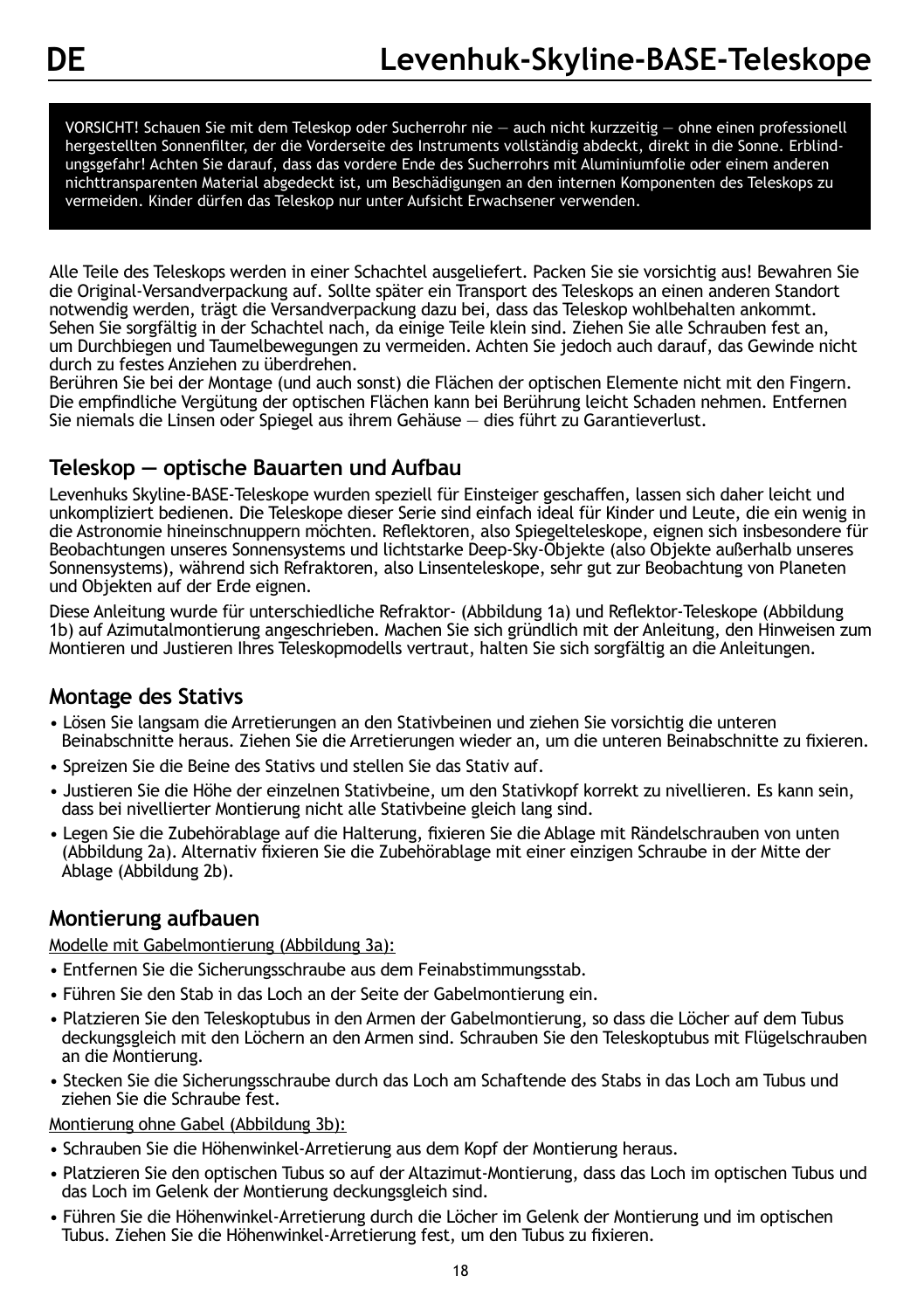# Levenhuk-Skyline-BASE-Teleskope

VORSICHT! Schauen Sie mit dem Teleskop oder Sucherrohr nie — auch nicht kurzzeitig — ohne einen professionell hergestellten Sonnenfilter, der die Vorderseite des Instruments vollständig abdeckt, direkt in die Sonne. Erblindungsgefahr! Achten Sie darauf, dass das vordere Ende des Sucherrohrs mit Aluminiumfolie oder einem anderen nichttransparenten Material abgedeckt ist, um Beschädigungen an den internen Komponenten des Teleskops zu vermeiden. Kinder dürfen das Teleskop nur unter Aufsicht Erwachsener verwenden.

Alle Teile des Teleskops werden in einer Schachtel ausgeliefert. Packen Sie sie vorsichtig aus! Bewahren Sie die Original-Versandverpackung auf. Sollte später ein Transport des Teleskops an einen anderen Standort notwendig werden, trägt die Versandverpackung dazu bei, dass das Teleskop wohlbehalten ankommt. Sehen Sie sorgfältig in der Schachtel nach, da einige Teile klein sind. Ziehen Sie alle Schrauben fest an, um Durchbiegen und Taumelbewegungen zu vermeiden. Achten Sie jedoch auch darauf, das Gewinde nicht durch zu festes Anziehen zu überdrehen.
Berühren Sie bei der Montage (und auch sonst) die Flächen der optischen Elemente nicht mit den Fingern. Die empfindliche Vergütung der optischen Flächen kann bei Berührung leicht Schaden nehmen. Entfernen Sie niemals die Linsen oder Spiegel aus ihrem Gehäuse — dies führt zu Garantieverlust.

## Teleskop — optische Bauarten und Aufbau

Levenhuks Skyline-BASE-Teleskope wurden speziell für Einsteiger geschaffen, lassen sich daher leicht und unkompliziert bedienen. Die Teleskope dieser Serie sind einfach ideal für Kinder und Leute, die ein wenig in die Astronomie hineinschnuppern möchten. Reflektoren, also Spiegelteleskope, eignen sich insbesondere für Beobachtungen unseres Sonnensystems und lichtstarke Deep-Sky-Objekte (also Objekte außerhalb unseres Sonnensystems), während sich Refraktoren, also Linsenteleskope, sehr gut zur Beobachtung von Planeten und Objekten auf der Erde eignen.

Diese Anleitung wurde für unterschiedliche Refraktor- (Abbildung 1a) und Reflektor-Teleskope (Abbildung 1b) auf Azimutalmontierung angeschrieben. Machen Sie sich gründlich mit der Anleitung, den Hinweisen zum Montieren und Justieren Ihres Teleskopmodells vertraut, halten Sie sich sorgfältig an die Anleitungen.

## Montage des Stativs

- Lösen Sie langsam die Arretierungen an den Stativbeinen und ziehen Sie vorsichtig die unteren Beinabschnitte heraus. Ziehen Sie die Arretierungen wieder an, um die unteren Beinabschnitte zu fixieren.
- Spreizen Sie die Beine des Stativs und stellen Sie das Stativ auf.
- Justieren Sie die Höhe der einzelnen Stativbeine, um den Stativkopf korrekt zu nivellieren. Es kann sein, dass bei nivellierter Montierung nicht alle Stativbeine gleich lang sind.
- Legen Sie die Zubehörablage auf die Halterung, fixieren Sie die Ablage mit Rändelschrauben von unten (Abbildung 2a). Alternativ fixieren Sie die Zubehörablage mit einer einzigen Schraube in der Mitte der Ablage (Abbildung 2b).

## Montierung aufbauen

<u>Modelle mit Gabelmontierung (Abbildung 3a):</u>

- Entfernen Sie die Sicherungsschraube aus dem Feinabstimmungsstab.
- Führen Sie den Stab in das Loch an der Seite der Gabelmontierung ein.
- Platzieren Sie den Teleskoptubus in den Armen der Gabelmontierung, so dass die Löcher auf dem Tubus deckungsgleich mit den Löchern an den Armen sind. Schrauben Sie den Teleskoptubus mit Flügelschrauben an die Montierung.
- Stecken Sie die Sicherungsschraube durch das Loch am Schaftende des Stabs in das Loch am Tubus und ziehen Sie die Schraube fest.

<u>Montierung ohne Gabel (Abbildung 3b):</u>

- Schrauben Sie die Höhenwinkel-Arretierung aus dem Kopf der Montierung heraus.
- Platzieren Sie den optischen Tubus so auf der Altazimut-Montierung, dass das Loch im optischen Tubus und das Loch im Gelenk der Montierung deckungsgleich sind.
- Führen Sie die Höhenwinkel-Arretierung durch die Löcher im Gelenk der Montierung und im optischen Tubus. Ziehen Sie die Höhenwinkel-Arretierung fest, um den Tubus zu fixieren.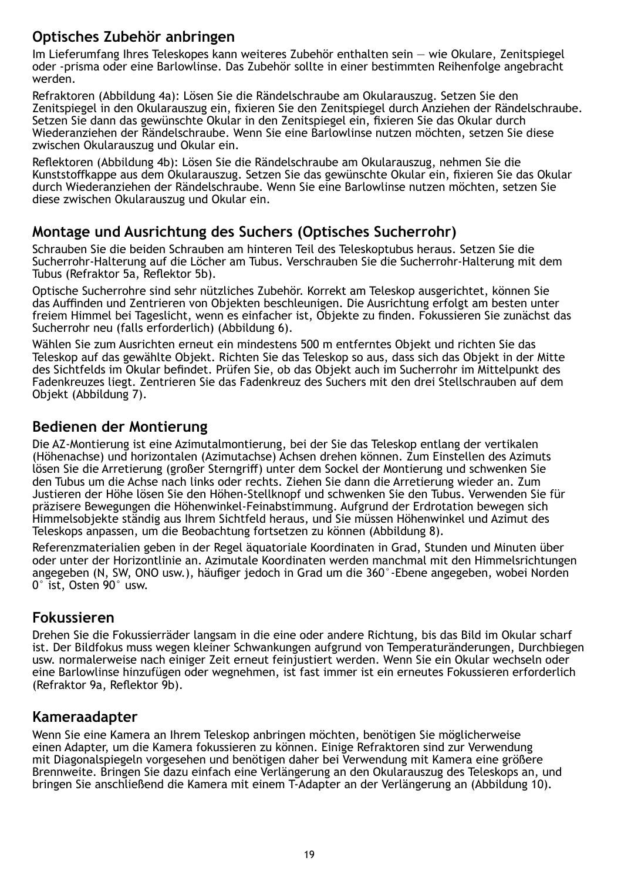## Optisches Zubehör anbringen

Im Lieferumfang Ihres Teleskopes kann weiteres Zubehör enthalten sein — wie Okulare, Zenitspiegel oder -prisma oder eine Barlowlinse. Das Zubehör sollte in einer bestimmten Reihenfolge angebracht werden.

Refraktoren (Abbildung 4a): Lösen Sie die Rändelschraube am Okularauszug. Setzen Sie den Zenitspiegel in den Okularauszug ein, fixieren Sie den Zenitspiegel durch Anziehen der Rändelschraube. Setzen Sie dann das gewünschte Okular in den Zenitspiegel ein, fixieren Sie das Okular durch Wiederanziehen der Rändelschraube. Wenn Sie eine Barlowlinse nutzen möchten, setzen Sie diese zwischen Okularauszug und Okular ein.

Reflektoren (Abbildung 4b): Lösen Sie die Rändelschraube am Okularauszug, nehmen Sie die Kunststoffkappe aus dem Okularauszug. Setzen Sie das gewünschte Okular ein, fixieren Sie das Okular durch Wiederanziehen der Rändelschraube. Wenn Sie eine Barlowlinse nutzen möchten, setzen Sie diese zwischen Okularauszug und Okular ein.

## Montage und Ausrichtung des Suchers (Optisches Sucherrohr)

Schrauben Sie die beiden Schrauben am hinteren Teil des Teleskoptubus heraus. Setzen Sie die Sucherrohr-Halterung auf die Löcher am Tubus. Verschrauben Sie die Sucherrohr-Halterung mit dem Tubus (Refraktor 5a, Reflektor 5b).

Optische Sucherrohre sind sehr nützliches Zubehör. Korrekt am Teleskop ausgerichtet, können Sie das Auffinden und Zentrieren von Objekten beschleunigen. Die Ausrichtung erfolgt am besten unter freiem Himmel bei Tageslicht, wenn es einfacher ist, Objekte zu finden. Fokussieren Sie zunächst das Sucherrohr neu (falls erforderlich) (Abbildung 6).

Wählen Sie zum Ausrichten erneut ein mindestens 500 m entferntes Objekt und richten Sie das Teleskop auf das gewählte Objekt. Richten Sie das Teleskop so aus, dass sich das Objekt in der Mitte des Sichtfelds im Okular befindet. Prüfen Sie, ob das Objekt auch im Sucherrohr im Mittelpunkt des Fadenkreuzes liegt. Zentrieren Sie das Fadenkreuz des Suchers mit den drei Stellschrauben auf dem Objekt (Abbildung 7).

## Bedienen der Montierung

Die AZ-Montierung ist eine Azimutalmontierung, bei der Sie das Teleskop entlang der vertikalen (Höhenachse) und horizontalen (Azimutachse) Achsen drehen können. Zum Einstellen des Azimuts lösen Sie die Arretierung (großer Sterngriff) unter dem Sockel der Montierung und schwenken Sie den Tubus um die Achse nach links oder rechts. Ziehen Sie dann die Arretierung wieder an. Zum Justieren der Höhe lösen Sie den Höhen-Stellknopf und schwenken Sie den Tubus. Verwenden Sie für präzisere Bewegungen die Höhenwinkel-Feinabstimmung. Aufgrund der Erdrotation bewegen sich Himmelsobjekte ständig aus Ihrem Sichtfeld heraus, und Sie müssen Höhenwinkel und Azimut des Teleskops anpassen, um die Beobachtung fortsetzen zu können (Abbildung 8).

Referenzmaterialien geben in der Regel äquatoriale Koordinaten in Grad, Stunden und Minuten über oder unter der Horizontlinie an. Azimutale Koordinaten werden manchmal mit den Himmelsrichtungen angegeben (N, SW, ONO usw.), häufiger jedoch in Grad um die 360°-Ebene angegeben, wobei Norden 0° ist, Osten 90° usw.

## Fokussieren

Drehen Sie die Fokussierräder langsam in die eine oder andere Richtung, bis das Bild im Okular scharf ist. Der Bildfokus muss wegen kleiner Schwankungen aufgrund von Temperaturänderungen, Durchbiegen usw. normalerweise nach einiger Zeit erneut feinjustiert werden. Wenn Sie ein Okular wechseln oder eine Barlowlinse hinzufügen oder wegnehmen, ist fast immer ist ein erneutes Fokussieren erforderlich (Refraktor 9a, Reflektor 9b).

## Kameraadapter

Wenn Sie eine Kamera an Ihrem Teleskop anbringen möchten, benötigen Sie möglicherweise einen Adapter, um die Kamera fokussieren zu können. Einige Refraktoren sind zur Verwendung mit Diagonalspiegeln vorgesehen und benötigen daher bei Verwendung mit Kamera eine größere Brennweite. Bringen Sie dazu einfach eine Verlängerung an den Okularauszug des Teleskops an, und bringen Sie anschließend die Kamera mit einem T-Adapter an der Verlängerung an (Abbildung 10).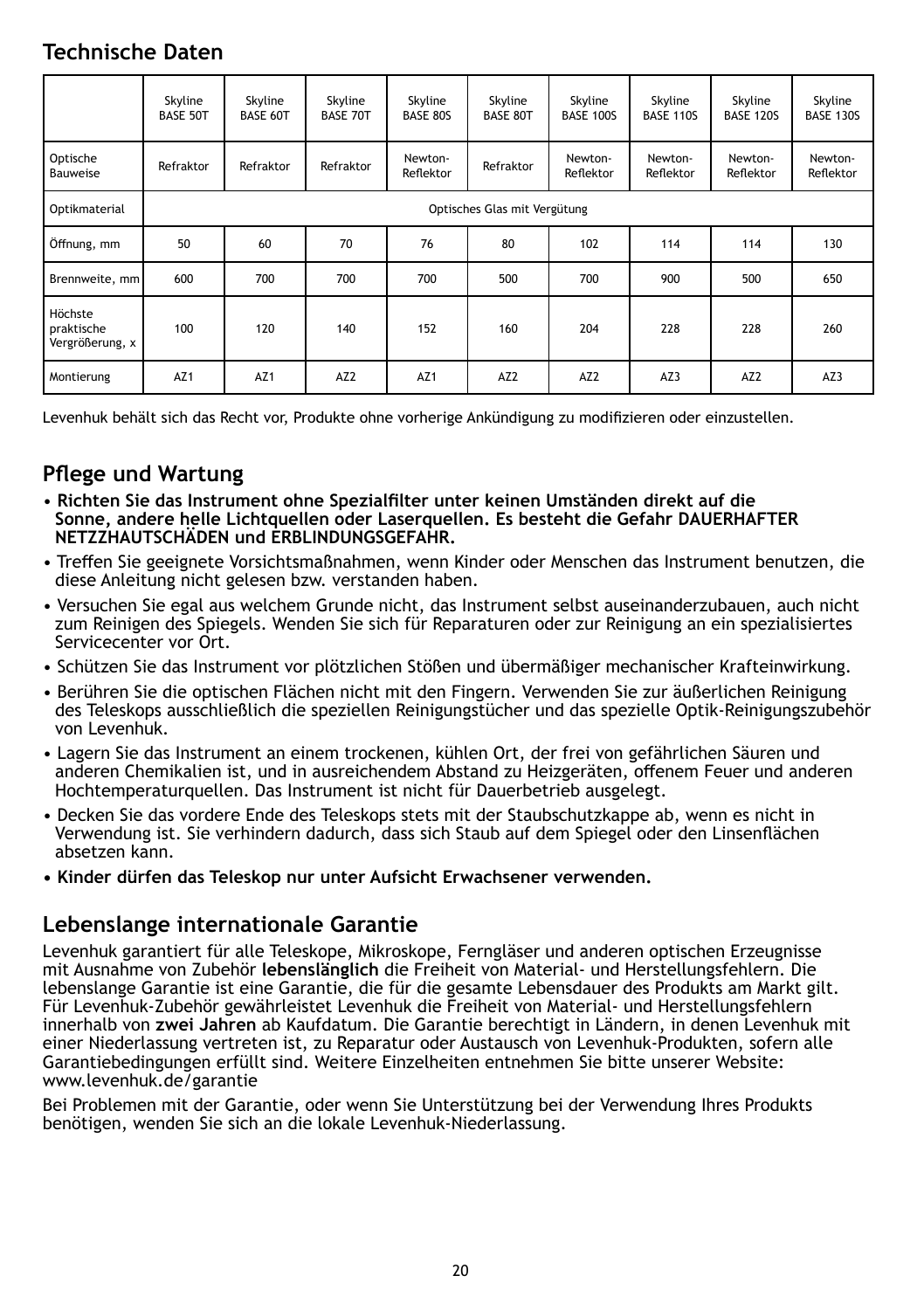## Technische Daten

| | Skyline BASE 50T | Skyline BASE 60T | Skyline BASE 70T | Skyline BASE 80S | Skyline BASE 80T | Skyline BASE 100S | Skyline BASE 110S | Skyline BASE 120S | Skyline BASE 130S |
|---|---|---|---|---|---|---|---|---|---|
| Optische Bauweise | Refraktor | Refraktor | Refraktor | Newton-Reflektor | Refraktor | Newton-Reflektor | Newton-Reflektor | Newton-Reflektor | Newton-Reflektor |
| Optikmaterial | Optisches Glas mit Vergütung | | | | | | | | |
| Öffnung, mm | 50 | 60 | 70 | 76 | 80 | 102 | 114 | 114 | 130 |
| Brennweite, mm | 600 | 700 | 700 | 700 | 500 | 700 | 900 | 500 | 650 |
| Höchste praktische Vergrößerung, x | 100 | 120 | 140 | 152 | 160 | 204 | 228 | 228 | 260 |
| Montierung | AZ1 | AZ1 | AZ2 | AZ1 | AZ2 | AZ2 | AZ3 | AZ2 | AZ3 |

Levenhuk behält sich das Recht vor, Produkte ohne vorherige Ankündigung zu modifizieren oder einzustellen.

## Pflege und Wartung

- **Richten Sie das Instrument ohne Spezialfilter unter keinen Umständen direkt auf die Sonne, andere helle Lichtquellen oder Laserquellen. Es besteht die Gefahr DAUERHAFTER NETZZHAUTSCHÄDEN und ERBLINDUNGSGEFAHR.**
- Treffen Sie geeignete Vorsichtsmaßnahmen, wenn Kinder oder Menschen das Instrument benutzen, die diese Anleitung nicht gelesen bzw. verstanden haben.
- Versuchen Sie egal aus welchem Grunde nicht, das Instrument selbst auseinanderzubauen, auch nicht zum Reinigen des Spiegels. Wenden Sie sich für Reparaturen oder zur Reinigung an ein spezialisiertes Servicecenter vor Ort.
- Schützen Sie das Instrument vor plötzlichen Stößen und übermäßiger mechanischer Krafteinwirkung.
- Berühren Sie die optischen Flächen nicht mit den Fingern. Verwenden Sie zur äußerlichen Reinigung des Teleskops ausschließlich die speziellen Reinigungstücher und das spezielle Optik-Reinigungszubehör von Levenhuk.
- Lagern Sie das Instrument an einem trockenen, kühlen Ort, der frei von gefährlichen Säuren und anderen Chemikalien ist, und in ausreichendem Abstand zu Heizgeräten, offenem Feuer und anderen Hochtemperaturquellen. Das Instrument ist nicht für Dauerbetrieb ausgelegt.
- Decken Sie das vordere Ende des Teleskops stets mit der Staubschutzkappe ab, wenn es nicht in Verwendung ist. Sie verhindern dadurch, dass sich Staub auf dem Spiegel oder den Linsenflächen absetzen kann.
- **Kinder dürfen das Teleskop nur unter Aufsicht Erwachsener verwenden.**

## Lebenslange internationale Garantie

Levenhuk garantiert für alle Teleskope, Mikroskope, Ferngläser und anderen optischen Erzeugnisse mit Ausnahme von Zubehör **lebenslänglich** die Freiheit von Material- und Herstellungsfehlern. Die lebenslange Garantie ist eine Garantie, die für die gesamte Lebensdauer des Produkts am Markt gilt. Für Levenhuk-Zubehör gewährleistet Levenhuk die Freiheit von Material- und Herstellungsfehlern innerhalb von **zwei Jahren** ab Kaufdatum. Die Garantie berechtigt in Ländern, in denen Levenhuk mit einer Niederlassung vertreten ist, zu Reparatur oder Austausch von Levenhuk-Produkten, sofern alle Garantiebedingungen erfüllt sind. Weitere Einzelheiten entnehmen Sie bitte unserer Website: www.levenhuk.de/garantie

Bei Problemen mit der Garantie, oder wenn Sie Unterstützung bei der Verwendung Ihres Produkts benötigen, wenden Sie sich an die lokale Levenhuk-Niederlassung.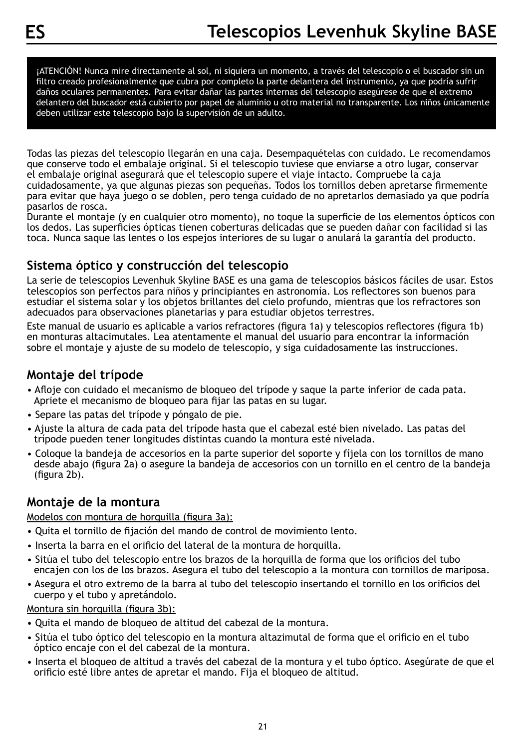# Telescopios Levenhuk Skyline BASE

> ¡ATENCIÓN! Nunca mire directamente al sol, ni siquiera un momento, a través del telescopio o el buscador sin un filtro creado profesionalmente que cubra por completo la parte delantera del instrumento, ya que podría sufrir daños oculares permanentes. Para evitar dañar las partes internas del telescopio asegúrese de que el extremo delantero del buscador está cubierto por papel de aluminio u otro material no transparente. Los niños únicamente deben utilizar este telescopio bajo la supervisión de un adulto.

Todas las piezas del telescopio llegarán en una caja. Desempaquételas con cuidado. Le recomendamos que conserve todo el embalaje original. Si el telescopio tuviese que enviarse a otro lugar, conservar el embalaje original asegurará que el telescopio supere el viaje intacto. Compruebe la caja cuidadosamente, ya que algunas piezas son pequeñas. Todos los tornillos deben apretarse firmemente para evitar que haya juego o se doblen, pero tenga cuidado de no apretarlos demasiado ya que podría pasarlos de rosca.
Durante el montaje (y en cualquier otro momento), no toque la superficie de los elementos ópticos con los dedos. Las superficies ópticas tienen coberturas delicadas que se pueden dañar con facilidad si las toca. Nunca saque las lentes o los espejos interiores de su lugar o anulará la garantía del producto.

## Sistema óptico y construcción del telescopio

La serie de telescopios Levenhuk Skyline BASE es una gama de telescopios básicos fáciles de usar. Estos telescopios son perfectos para niños y principiantes en astronomía. Los reflectores son buenos para estudiar el sistema solar y los objetos brillantes del cielo profundo, mientras que los refractores son adecuados para observaciones planetarias y para estudiar objetos terrestres.

Este manual de usuario es aplicable a varios refractores (figura 1a) y telescopios reflectores (figura 1b) en monturas altacimutales. Lea atentamente el manual del usuario para encontrar la información sobre el montaje y ajuste de su modelo de telescopio, y siga cuidadosamente las instrucciones.

## Montaje del trípode

- Afloje con cuidado el mecanismo de bloqueo del trípode y saque la parte inferior de cada pata. Apriete el mecanismo de bloqueo para fijar las patas en su lugar.
- Separe las patas del trípode y póngalo de pie.
- Ajuste la altura de cada pata del trípode hasta que el cabezal esté bien nivelado. Las patas del trípode pueden tener longitudes distintas cuando la montura esté nivelada.
- Coloque la bandeja de accesorios en la parte superior del soporte y fíjela con los tornillos de mano desde abajo (figura 2a) o asegure la bandeja de accesorios con un tornillo en el centro de la bandeja (figura 2b).

## Montaje de la montura

Modelos con montura de horquilla (figura 3a):

- Quita el tornillo de fijación del mando de control de movimiento lento.
- Inserta la barra en el orificio del lateral de la montura de horquilla.
- Sitúa el tubo del telescopio entre los brazos de la horquilla de forma que los orificios del tubo encajen con los de los brazos. Asegura el tubo del telescopio a la montura con tornillos de mariposa.
- Asegura el otro extremo de la barra al tubo del telescopio insertando el tornillo en los orificios del cuerpo y el tubo y apretándolo.

Montura sin horquilla (figura 3b):

- Quita el mando de bloqueo de altitud del cabezal de la montura.
- Sitúa el tubo óptico del telescopio en la montura altazimutal de forma que el orificio en el tubo óptico encaje con el del cabezal de la montura.
- Inserta el bloqueo de altitud a través del cabezal de la montura y el tubo óptico. Asegúrate de que el orificio esté libre antes de apretar el mando. Fija el bloqueo de altitud.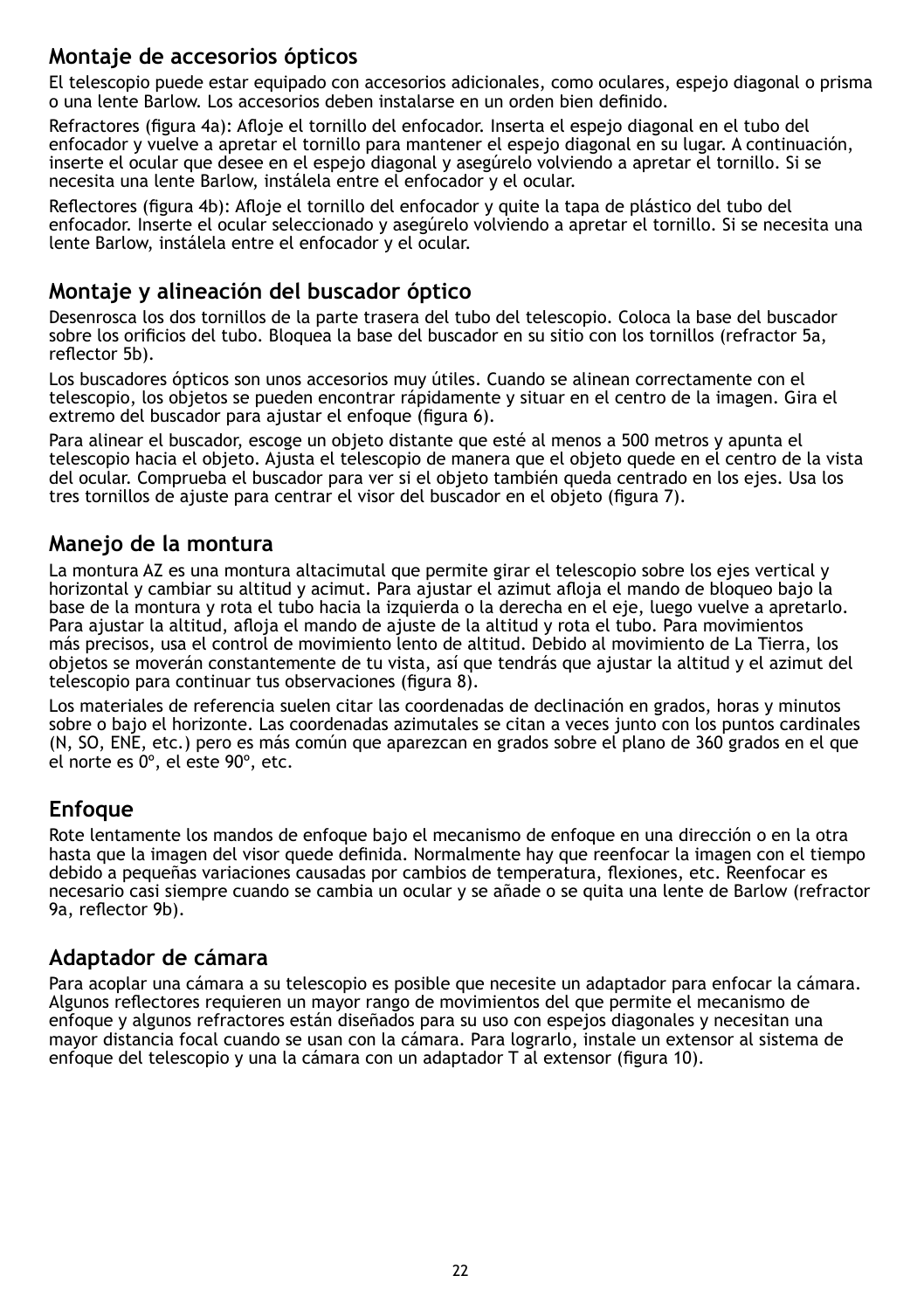## Montaje de accesorios ópticos

El telescopio puede estar equipado con accesorios adicionales, como oculares, espejo diagonal o prisma o una lente Barlow. Los accesorios deben instalarse en un orden bien definido.

Refractores (figura 4a): Afloje el tornillo del enfocador. Inserta el espejo diagonal en el tubo del enfocador y vuelve a apretar el tornillo para mantener el espejo diagonal en su lugar. A continuación, inserte el ocular que desee en el espejo diagonal y asegúrelo volviendo a apretar el tornillo. Si se necesita una lente Barlow, instálela entre el enfocador y el ocular.

Reflectores (figura 4b): Afloje el tornillo del enfocador y quite la tapa de plástico del tubo del enfocador. Inserte el ocular seleccionado y asegúrelo volviendo a apretar el tornillo. Si se necesita una lente Barlow, instálela entre el enfocador y el ocular.

## Montaje y alineación del buscador óptico

Desenrosca los dos tornillos de la parte trasera del tubo del telescopio. Coloca la base del buscador sobre los orificios del tubo. Bloquea la base del buscador en su sitio con los tornillos (refractor 5a, reflector 5b).

Los buscadores ópticos son unos accesorios muy útiles. Cuando se alinean correctamente con el telescopio, los objetos se pueden encontrar rápidamente y situar en el centro de la imagen. Gira el extremo del buscador para ajustar el enfoque (figura 6).

Para alinear el buscador, escoge un objeto distante que esté al menos a 500 metros y apunta el telescopio hacia el objeto. Ajusta el telescopio de manera que el objeto quede en el centro de la vista del ocular. Comprueba el buscador para ver si el objeto también queda centrado en los ejes. Usa los tres tornillos de ajuste para centrar el visor del buscador en el objeto (figura 7).

## Manejo de la montura

La montura AZ es una montura altacimutal que permite girar el telescopio sobre los ejes vertical y horizontal y cambiar su altitud y acimut. Para ajustar el azimut afloja el mando de bloqueo bajo la base de la montura y rota el tubo hacia la izquierda o la derecha en el eje, luego vuelve a apretarlo. Para ajustar la altitud, afloja el mando de ajuste de la altitud y rota el tubo. Para movimientos más precisos, usa el control de movimiento lento de altitud. Debido al movimiento de La Tierra, los objetos se moverán constantemente de tu vista, así que tendrás que ajustar la altitud y el azimut del telescopio para continuar tus observaciones (figura 8).

Los materiales de referencia suelen citar las coordenadas de declinación en grados, horas y minutos sobre o bajo el horizonte. Las coordenadas azimutales se citan a veces junto con los puntos cardinales (N, SO, ENE, etc.) pero es más común que aparezcan en grados sobre el plano de 360 grados en el que el norte es 0º, el este 90º, etc.

## Enfoque

Rote lentamente los mandos de enfoque bajo el mecanismo de enfoque en una dirección o en la otra hasta que la imagen del visor quede definida. Normalmente hay que reenfocar la imagen con el tiempo debido a pequeñas variaciones causadas por cambios de temperatura, flexiones, etc. Reenfocar es necesario casi siempre cuando se cambia un ocular y se añade o se quita una lente de Barlow (refractor 9a, reflector 9b).

## Adaptador de cámara

Para acoplar una cámara a su telescopio es posible que necesite un adaptador para enfocar la cámara. Algunos reflectores requieren un mayor rango de movimientos del que permite el mecanismo de enfoque y algunos refractores están diseñados para su uso con espejos diagonales y necesitan una mayor distancia focal cuando se usan con la cámara. Para lograrlo, instale un extensor al sistema de enfoque del telescopio y una la cámara con un adaptador T al extensor (figura 10).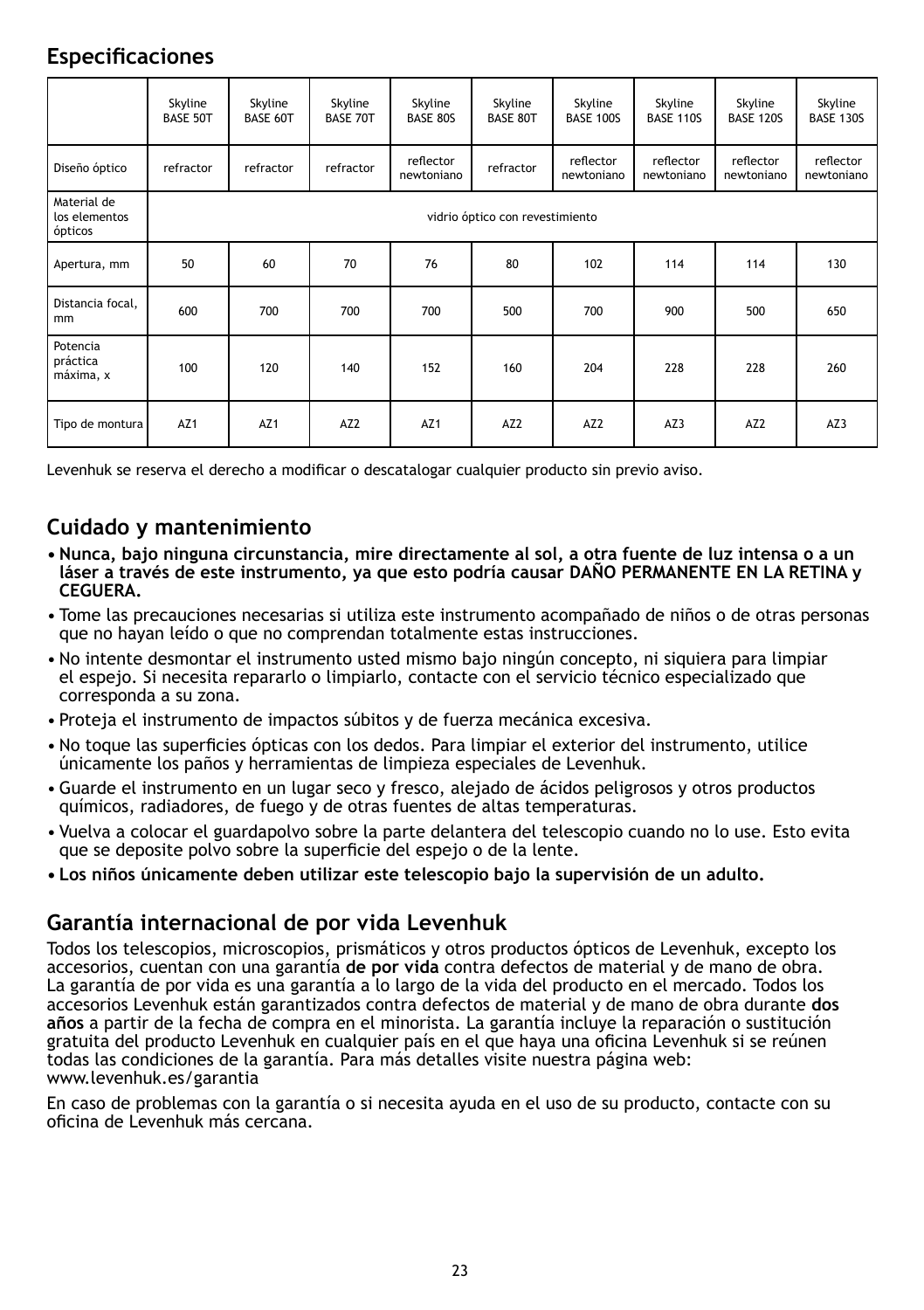## Especificaciones

| | Skyline BASE 50T | Skyline BASE 60T | Skyline BASE 70T | Skyline BASE 80S | Skyline BASE 80T | Skyline BASE 100S | Skyline BASE 110S | Skyline BASE 120S | Skyline BASE 130S |
|---|---|---|---|---|---|---|---|---|---|
| Diseño óptico | refractor | refractor | refractor | reflector newtoniano | refractor | reflector newtoniano | reflector newtoniano | reflector newtoniano | reflector newtoniano |
| Material de los elementos ópticos | vidrio óptico con revestimiento | | | | | | | | |
| Apertura, mm | 50 | 60 | 70 | 76 | 80 | 102 | 114 | 114 | 130 |
| Distancia focal, mm | 600 | 700 | 700 | 700 | 500 | 700 | 900 | 500 | 650 |
| Potencia práctica máxima, x | 100 | 120 | 140 | 152 | 160 | 204 | 228 | 228 | 260 |
| Tipo de montura | AZ1 | AZ1 | AZ2 | AZ1 | AZ2 | AZ2 | AZ3 | AZ2 | AZ3 |

Levenhuk se reserva el derecho a modificar o descatalogar cualquier producto sin previo aviso.

## Cuidado y mantenimiento

- **Nunca, bajo ninguna circunstancia, mire directamente al sol, a otra fuente de luz intensa o a un láser a través de este instrumento, ya que esto podría causar DAÑO PERMANENTE EN LA RETINA y CEGUERA.**
- Tome las precauciones necesarias si utiliza este instrumento acompañado de niños o de otras personas que no hayan leído o que no comprendan totalmente estas instrucciones.
- No intente desmontar el instrumento usted mismo bajo ningún concepto, ni siquiera para limpiar el espejo. Si necesita repararlo o limpiarlo, contacte con el servicio técnico especializado que corresponda a su zona.
- Proteja el instrumento de impactos súbitos y de fuerza mecánica excesiva.
- No toque las superficies ópticas con los dedos. Para limpiar el exterior del instrumento, utilice únicamente los paños y herramientas de limpieza especiales de Levenhuk.
- Guarde el instrumento en un lugar seco y fresco, alejado de ácidos peligrosos y otros productos químicos, radiadores, de fuego y de otras fuentes de altas temperaturas.
- Vuelva a colocar el guardapolvo sobre la parte delantera del telescopio cuando no lo use. Esto evita que se deposite polvo sobre la superficie del espejo o de la lente.
- **Los niños únicamente deben utilizar este telescopio bajo la supervisión de un adulto.**

## Garantía internacional de por vida Levenhuk

Todos los telescopios, microscopios, prismáticos y otros productos ópticos de Levenhuk, excepto los accesorios, cuentan con una garantía **de por vida** contra defectos de material y de mano de obra. La garantía de por vida es una garantía a lo largo de la vida del producto en el mercado. Todos los accesorios Levenhuk están garantizados contra defectos de material y de mano de obra durante **dos años** a partir de la fecha de compra en el minorista. La garantía incluye la reparación o sustitución gratuita del producto Levenhuk en cualquier país en el que haya una oficina Levenhuk si se reúnen todas las condiciones de la garantía. Para más detalles visite nuestra página web: www.levenhuk.es/garantia

En caso de problemas con la garantía o si necesita ayuda en el uso de su producto, contacte con su oficina de Levenhuk más cercana.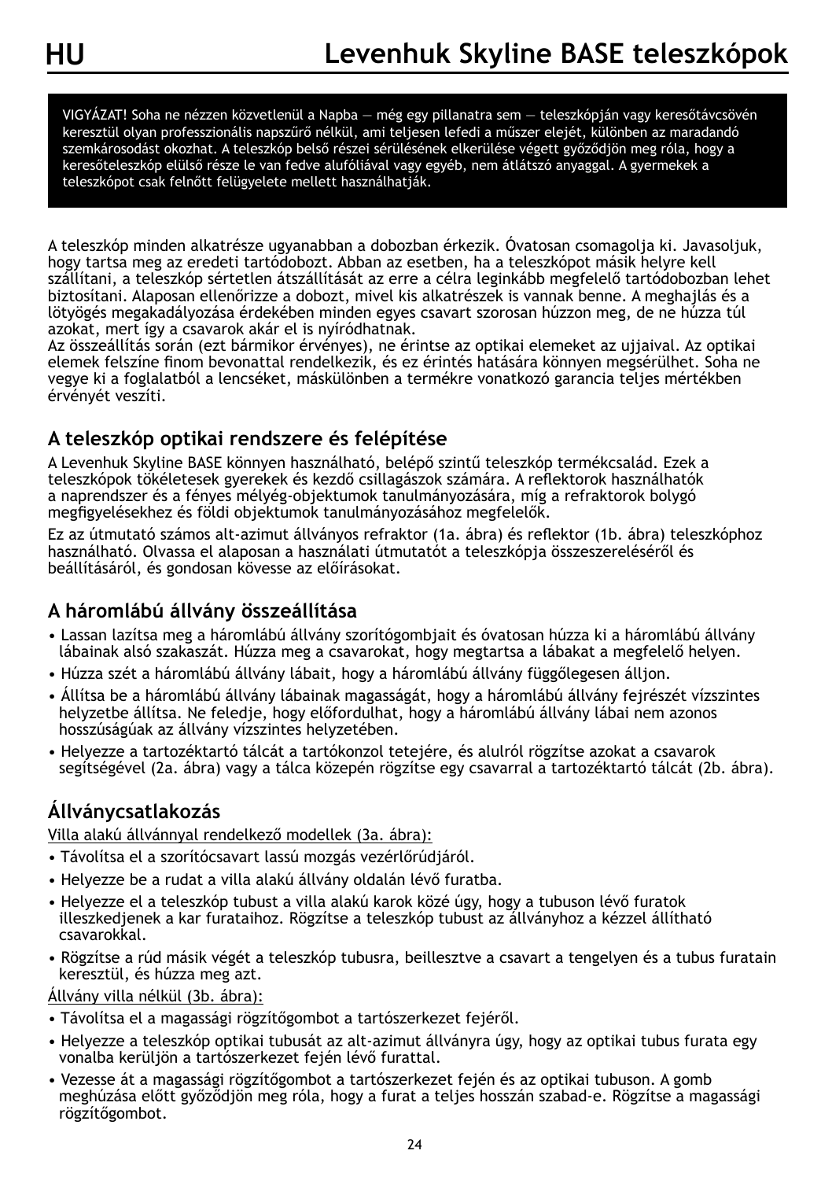# Levenhuk Skyline BASE teleszkópok

VIGYÁZAT! Soha ne nézzen közvetlenül a Napba — még egy pillanatra sem — teleszkópján vagy keresőtávcsövén keresztül olyan professzionális napszűrő nélkül, ami teljesen lefedi a műszer elejét, különben az maradandó szemkárosodást okozhat. A teleszkóp belső részei sérülésének elkerülése végett győződjön meg róla, hogy a keresőteleszkóp elülső része le van fedve alufóliával vagy egyéb, nem átlátszó anyaggal. A gyermekek a teleszkópot csak felnőtt felügyelete mellett használhatják.

A teleszkóp minden alkatrésze ugyanabban a dobozban érkezik. Óvatosan csomagolja ki. Javasoljuk, hogy tartsa meg az eredeti tartódobozt. Abban az esetben, ha a teleszkópot másik helyre kell szállítani, a teleszkóp sértetlen átszállítását az erre a célra leginkább megfelelő tartódobozban lehet biztosítani. Alaposan ellenőrizze a dobozt, mivel kis alkatrészek is vannak benne. A meghajlás és a lötyögés megakadályozása érdekében minden egyes csavart szorosan húzzon meg, de ne húzza túl azokat, mert így a csavarok akár el is nyíródhatnak.
Az összeállítás során (ezt bármikor érvényes), ne érintse az optikai elemeket az ujjaival. Az optikai elemek felszíne finom bevonattal rendelkezik, és ez érintés hatására könnyen megsérülhet. Soha ne vegye ki a foglalatból a lencséket, máskülönben a termékre vonatkozó garancia teljes mértékben érvényét veszíti.

## A teleszkóp optikai rendszere és felépítése

A Levenhuk Skyline BASE könnyen használható, belépő szintű teleszkóp termékcsalád. Ezek a teleszkópok tökéletesek gyerekek és kezdő csillagászok számára. A reflektorok használhatók a naprendszer és a fényes mélyég-objektumok tanulmányozására, míg a refraktorok bolygó megfigyeléséhez és földi objektumok tanulmányozásához megfelelők.

Ez az útmutató számos alt-azimut állványos refraktor (1a. ábra) és reflektor (1b. ábra) teleszkóphoz használható. Olvassa el alaposan a használati útmutatót a teleszkópja összeszereléséről és beállításáról, és gondosan kövesse az előírásokat.

## A háromlábú állvány összeállítása

- Lassan lazítsa meg a háromlábú állvány szorítógombjait és óvatosan húzza ki a háromlábú állvány lábainak alsó szakaszát. Húzza meg a csavarokat, hogy megtartsa a lábakat a megfelelő helyen.
- Húzza szét a háromlábú állvány lábait, hogy a háromlábú állvány függőlegesen álljon.
- Állítsa be a háromlábú állvány lábainak magasságát, hogy a háromlábú állvány fejrészét vízszintes helyzetbe állítsa. Ne feledje, hogy előfordulhat, hogy a háromlábú állvány lábai nem azonos hosszúságúak az állvány vízszintes helyzetében.
- Helyezze a tartozéktartó tálcát a tartókonzol tetejére, és alulról rögzítse azokat a csavarok segítségével (2a. ábra) vagy a tálca közepén rögzítse egy csavarral a tartozéktartó tálcát (2b. ábra).

## Állványcsatlakozás

Villa alakú állvánnyal rendelkező modellek (3a. ábra):

- Távolítsa el a szorítócsavart lassú mozgás vezérlőrúdjáról.
- Helyezze be a rudat a villa alakú állvány oldalán lévő furatba.
- Helyezze el a teleszkóp tubust a villa alakú karok közé úgy, hogy a tubuson lévő furatok illeszkedjenek a kar furataihoz. Rögzítse a teleszkóp tubust az állványhoz a kézzel állítható csavarokkal.
- Rögzítse a rúd másik végét a teleszkóp tubusra, beillesztve a csavart a tengelyen és a tubus furatain keresztül, és húzza meg azt.

Állvány villa nélkül (3b. ábra):

- Távolítsa el a magassági rögzítőgombot a tartószerkezet fejéről.
- Helyezze a teleszkóp optikai tubusát az alt-azimut állványra úgy, hogy az optikai tubus furata egy vonalba kerüljön a tartószerkezet fején lévő furattal.
- Vezesse át a magassági rögzítőgombot a tartószerkezet fején és az optikai tubuson. A gomb meghúzása előtt győződjön meg róla, hogy a furat a teljes hosszán szabad-e. Rögzítse a magassági rögzítőgombot.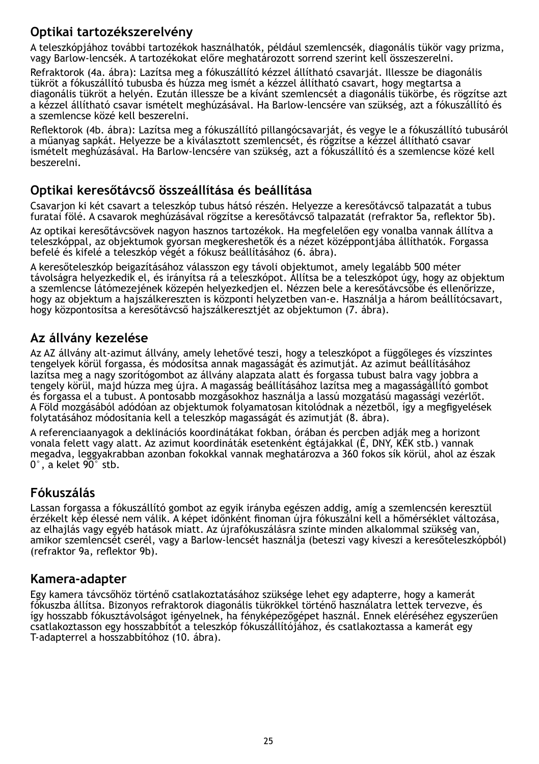## Optikai tartozékszerelvény

A teleszkópjához további tartozékok használhatók, például szemlencsék, diagonális tükör vagy prizma, vagy Barlow-lencsék. A tartozékokat előre meghatározott sorrend szerint kell összeszerelni.

Refraktorok (4a. ábra): Lazítsa meg a fókuszállító kézzel állítható csavarját. Illessze be diagonális tükröt a fókuszállító tubusba és húzza meg ismét a kézzel állítható csavart, hogy megtartsa a diagonális tükröt a helyén. Ezután illessze be a kívánt szemlencsét a diagonális tükörbe, és rögzítse azt a kézzel állítható csavar ismételt meghúzásával. Ha Barlow-lencsére van szükség, azt a fókuszállító és a szemlencse közé kell beszerelni.

Reflektorok (4b. ábra): Lazítsa meg a fókuszállító pillangócsavarját, és vegye le a fókuszállító tubusáról a műanyag sapkát. Helyezze be a kiválasztott szemlencsét, és rögzítse a kézzel állítható csavar ismételt meghúzásával. Ha Barlow-lencsére van szükség, azt a fókuszállító és a szemlencse közé kell beszerelni.

## Optikai keresőtávcső összeállítása és beállítása

Csavarjon ki két csavart a teleszkóp tubus hátsó részén. Helyezze a keresőtávcső talpazatát a tubus furatai fölé. A csavarok meghúzásával rögzítse a keresőtávcső talpazatát (refraktor 5a, reflektor 5b).

Az optikai keresőtávcsövek nagyon hasznos tartozékok. Ha megfelelően egy vonalba vannak állítva a teleszkóppal, az objektumok gyorsan megkereshetők és a nézet középpontjába állíthatók. Forgassa befelé és kifelé a teleszkóp végét a fókusz beállításához (6. ábra).

A keresőteleszkóp beigazításához válasszon egy távoli objektumot, amely legalább 500 méter távolságra helyezkedik el, és irányítsa rá a teleszkópot. Állítsa be a teleszkópot úgy, hogy az objektum a szemlencse látómezejének közepén helyezkedjen el. Nézzen bele a keresőtávcsőbe és ellenőrizze, hogy az objektum a hajszálkereszten is központi helyzetben van-e. Használja a három beállítócsavart, hogy központosítsa a keresőtávcső hajszálkeresztjét az objektumon (7. ábra).

## Az állvány kezelése

Az AZ állvány alt-azimut állvány, amely lehetővé teszi, hogy a teleszkópot a függőleges és vízszintes tengelyek körül forgassa, és módosítsa annak magasságát és azimutját. Az azimut beállításához lazítsa meg a nagy szorítógombot az állvány alapzata alatt és forgassa tubust balra vagy jobbra a tengely körül, majd húzza meg újra. A magasság beállításához lazítsa meg a magasságállító gombot és forgassa el a tubust. A pontosabb mozgásokhoz használja a lassú mozgatású magassági vezérlőt. A Föld mozgásából adódóan az objektumok folyamatosan kitolódnak a nézetből, így a megfigyelések folytatásához módosítania kell a teleszkóp magasságát és azimutját (8. ábra).

A referenciaanyagok a deklinációs koordinátákat fokban, órában és percben adják meg a horizont vonala felett vagy alatt. Az azimut koordináták esetenként égtájakkal (É, DNY, KÉK stb.) vannak megadva, leggyakrabban azonban fokokkal vannak meghatározva a 360 fokos sík körül, ahol az észak 0°, a kelet 90° stb.

## Fókuszálás

Lassan forgassa a fókuszállító gombot az egyik irányba egészen addig, amíg a szemlencsén keresztül érzékelt kép éléssé nem válik. A képet időnként finoman újra fókuszálni kell a hőmérséklet változása, az elhajlás vagy egyéb hatások miatt. Az újrafókuszálásra szinte minden alkalommal szükség van, amikor szemlencsét cserél, vagy a Barlow-lencsét használja (beteszi vagy kiveszi a keresőteleszkópból) (refraktor 9a, reflektor 9b).

## Kamera-adapter

Egy kamera távcsőhöz történő csatlakoztatásához szüksége lehet egy adapterre, hogy a kamerát fókuszba állítsa. Bizonyos refraktorok diagonális tükrökkel történő használatra lettek tervezve, és így hosszabb fókusztávolságot igényelnek, ha fényképezőgépet használ. Ennek eléréséhez egyszerűen csatlakoztasson egy hosszabbítót a teleszkóp fókuszállítójához, és csatlakoztassa a kamerát egy T-adapterrel a hosszabbítóhoz (10. ábra).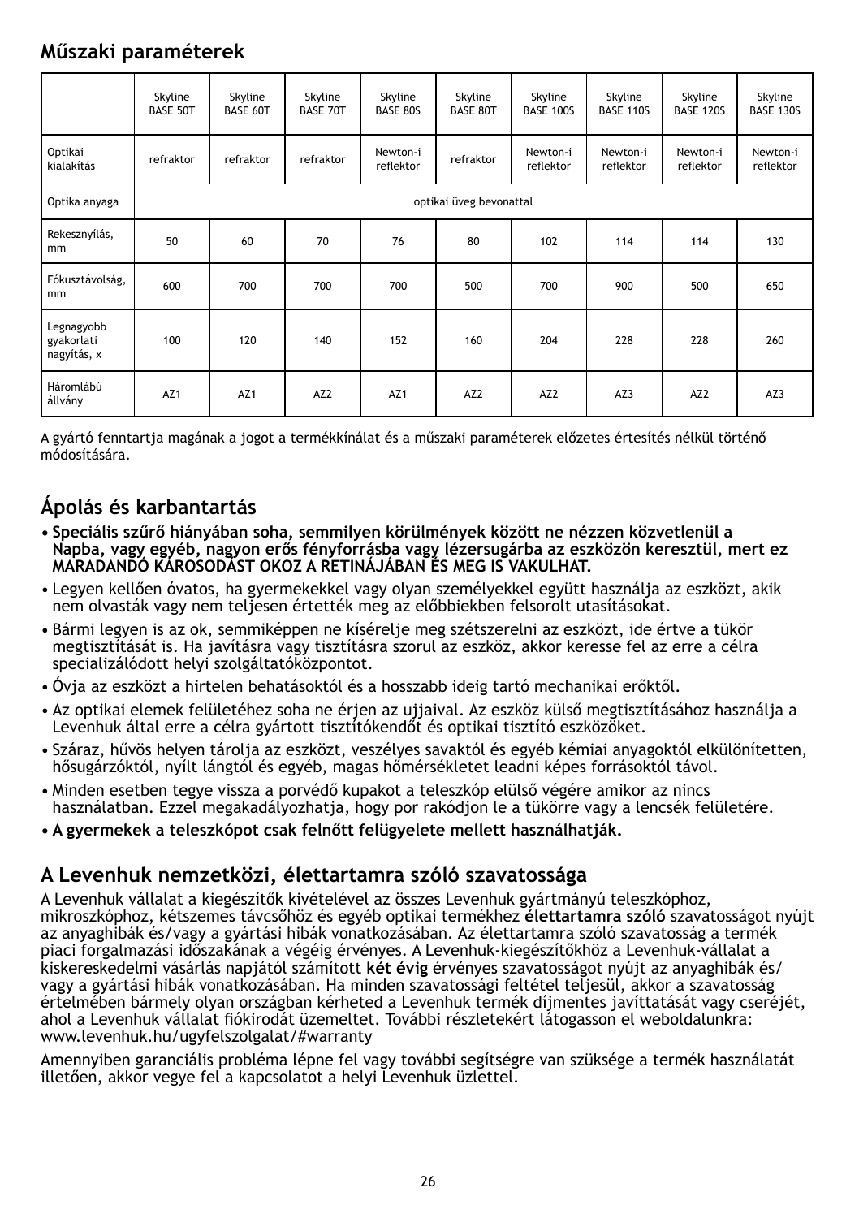## Műszaki paraméterek

| | Skyline BASE 50T | Skyline BASE 60T | Skyline BASE 70T | Skyline BASE 80S | Skyline BASE 80T | Skyline BASE 100S | Skyline BASE 110S | Skyline BASE 120S | Skyline BASE 130S |
|---|---|---|---|---|---|---|---|---|---|
| Optikai kialakítás | refraktor | refraktor | refraktor | Newton-i reflektor | refraktor | Newton-i reflektor | Newton-i reflektor | Newton-i reflektor | Newton-i reflektor |
| Optika anyaga | optikai üveg bevonattal | | | | | | | | |
| Rekesznyílás, mm | 50 | 60 | 70 | 76 | 80 | 102 | 114 | 114 | 130 |
| Fókusztávolság, mm | 600 | 700 | 700 | 700 | 500 | 700 | 900 | 500 | 650 |
| Legnagyobb gyakorlati nagyítás, x | 100 | 120 | 140 | 152 | 160 | 204 | 228 | 228 | 260 |
| Háromlábú állvány | AZ1 | AZ1 | AZ2 | AZ1 | AZ2 | AZ2 | AZ3 | AZ2 | AZ3 |

A gyártó fenntartja magának a jogot a termékkínálat és a műszaki paraméterek előzetes értesítés nélkül történő módosítására.

## Ápolás és karbantartás

- **Speciális szűrő hiányában soha, semmilyen körülmények között ne nézzen közvetlenül a Napba, vagy egyéb, nagyon erős fényforrásba vagy lézersugárba az eszközön keresztül, mert ez MARADANDÓ KÁROSODÁST OKOZ A RETINÁJÁBAN ÉS MEG IS VAKULHAT.**
- Legyen kellően óvatos, ha gyermekekkel vagy olyan személyekkel együtt használja az eszközt, akik nem olvasták vagy nem teljesen értették meg az előbbiekben felsorolt utasításokat.
- Bármi legyen is az ok, semmiképpen ne kísérelje meg szétszerelni az eszközt, ide értve a tükör megtisztítását is. Ha javításra vagy tisztításra szorul az eszköz, akkor keresse fel az erre a célra specializálódott helyi szolgáltatóközpontot.
- Óvja az eszközt a hirtelen behatásoktól és a hosszabb ideig tartó mechanikai erőktől.
- Az optikai elemek felületéhez soha ne érjen az ujjaival. Az eszköz külső megtisztításához használja a Levenhuk által erre a célra gyártott tisztítókendőt és optikai tisztító eszközöket.
- Száraz, hűvös helyen tárolja az eszközt, veszélyes savaktól és egyéb kémiai anyagoktól elkülönítetten, hősugárzóktól, nyílt lángtól és egyéb, magas hőmérsékletet leadni képes forrásoktól távol.
- Minden esetben tegye vissza a porvédő kupakot a teleszkóp elülső végére amikor az nincs használatban. Ezzel megakadályozhatja, hogy por rakódjon le a tükörre vagy a lencsék felületére.
- **A gyermekek a teleszkópot csak felnőtt felügyelete mellett használhatják.**

## A Levenhuk nemzetközi, élettartamra szóló szavatossága

A Levenhuk vállalat a kiegészítők kivételével az összes Levenhuk gyártmányú teleszkóphoz, mikroszkóphoz, kétszemes távcsőhöz és egyéb optikai termékhez **élettartamra szóló** szavatosságot nyújt az anyaghibák és/vagy a gyártási hibák vonatkozásában. Az élettartamra szóló szavatosság a termék piaci forgalmazási időszakának a végéig érvényes. A Levenhuk-kiegészítőkhöz a Levenhuk-vállalat a kiskereskedelmi vásárlás napjától számított **két évig** érvényes szavatosságot nyújt az anyaghibák és/vagy a gyártási hibák vonatkozásában. Ha minden szavatossági feltétel teljesül, akkor a szavatosság értelmében bármely olyan országban kérheted a Levenhuk termék díjmentes javíttatását vagy cseréjét, ahol a Levenhuk vállalat fiókirodát üzemeltet. További részletekért látogasson el weboldalunkra: www.levenhuk.hu/ugyfelszolgalat/#warranty

Amennyiben garanciális probléma lépne fel vagy további segítségre van szüksége a termék használatát illetően, akkor vegye fel a kapcsolatot a helyi Levenhuk üzlettel.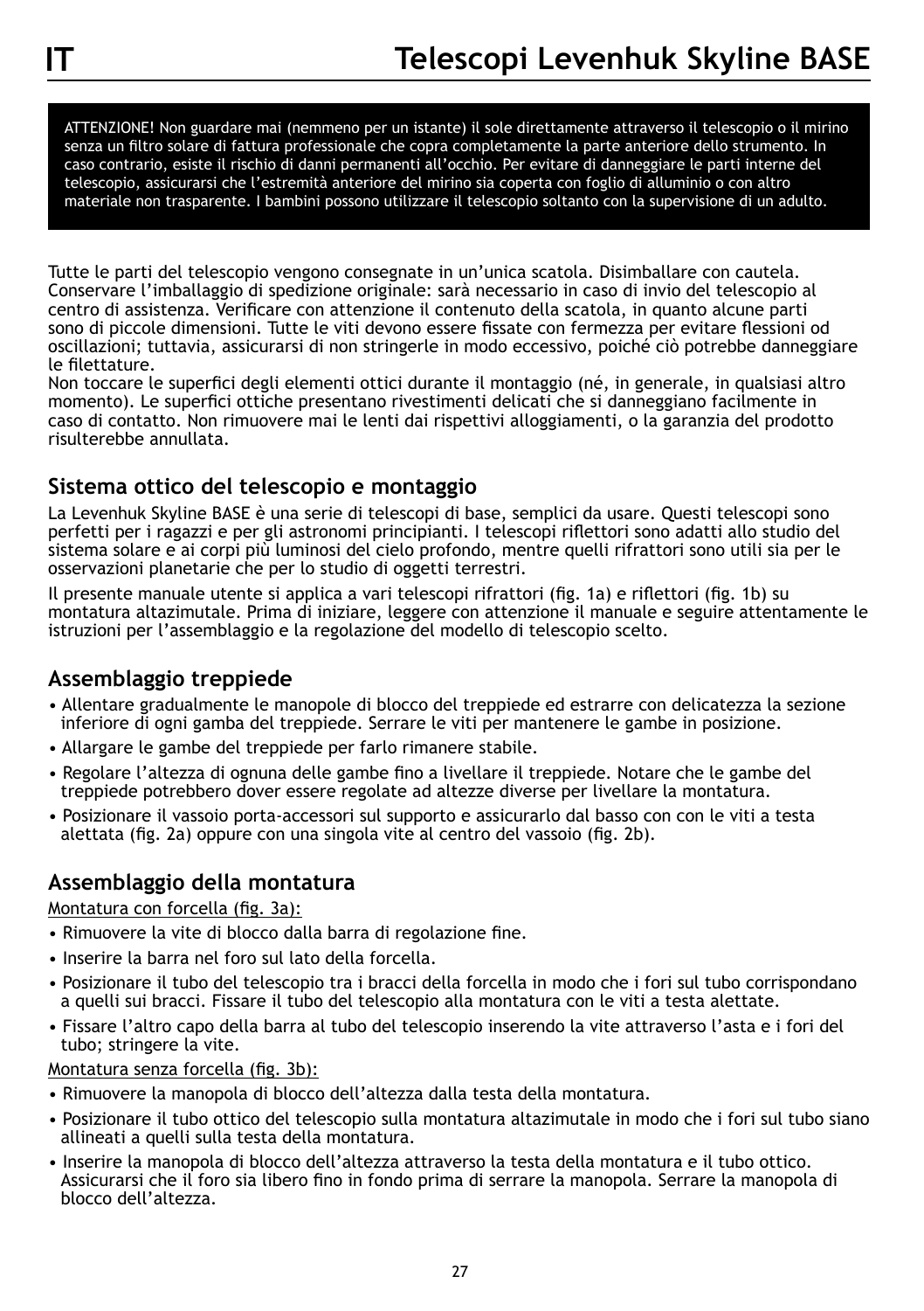# Telescopi Levenhuk Skyline BASE

ATTENZIONE! Non guardare mai (nemmeno per un istante) il sole direttamente attraverso il telescopio o il mirino senza un filtro solare di fattura professionale che copra completamente la parte anteriore dello strumento. In caso contrario, esiste il rischio di danni permanenti all'occhio. Per evitare di danneggiare le parti interne del telescopio, assicurarsi che l'estremità anteriore del mirino sia coperta con foglio di alluminio o con altro materiale non trasparente. I bambini possono utilizzare il telescopio soltanto con la supervisione di un adulto.

Tutte le parti del telescopio vengono consegnate in un'unica scatola. Disimballare con cautela. Conservare l'imballaggio di spedizione originale: sarà necessario in caso di invio del telescopio al centro di assistenza. Verificare con attenzione il contenuto della scatola, in quanto alcune parti sono di piccole dimensioni. Tutte le viti devono essere fissate con fermezza per evitare flessioni od oscillazioni; tuttavia, assicurarsi di non stringerle in modo eccessivo, poiché ciò potrebbe danneggiare le filettature.
Non toccare le superfici degli elementi ottici durante il montaggio (né, in generale, in qualsiasi altro momento). Le superfici ottiche presentano rivestimenti delicati che si danneggiano facilmente in caso di contatto. Non rimuovere mai le lenti dai rispettivi alloggiamenti, o la garanzia del prodotto risulterebbe annullata.

## Sistema ottico del telescopio e montaggio

La Levenhuk Skyline BASE è una serie di telescopi di base, semplici da usare. Questi telescopi sono perfetti per i ragazzi e per gli astronomi principianti. I telescopi riflettori sono adatti allo studio del sistema solare e ai corpi più luminosi del cielo profondo, mentre quelli rifrattori sono utili sia per le osservazioni planetarie che per lo studio di oggetti terrestri.

Il presente manuale utente si applica a vari telescopi rifrattori (fig. 1a) e riflettori (fig. 1b) su montatura altazimutale. Prima di iniziare, leggere con attenzione il manuale e seguire attentamente le istruzioni per l'assemblaggio e la regolazione del modello di telescopio scelto.

## Assemblaggio treppiede

- Allentare gradualmente le manopole di blocco del treppiede ed estrarre con delicatezza la sezione inferiore di ogni gamba del treppiede. Serrare le viti per mantenere le gambe in posizione.
- Allargare le gambe del treppiede per farlo rimanere stabile.
- Regolare l'altezza di ognuna delle gambe fino a livellare il treppiede. Notare che le gambe del treppiede potrebbero dover essere regolate ad altezze diverse per livellare la montatura.
- Posizionare il vassoio porta-accessori sul supporto e assicurarlo dal basso con con le viti a testa alettata (fig. 2a) oppure con una singola vite al centro del vassoio (fig. 2b).

## Assemblaggio della montatura

Montatura con forcella (fig. 3a):

- Rimuovere la vite di blocco dalla barra di regolazione fine.
- Inserire la barra nel foro sul lato della forcella.
- Posizionare il tubo del telescopio tra i bracci della forcella in modo che i fori sul tubo corrispondano a quelli sui bracci. Fissare il tubo del telescopio alla montatura con le viti a testa alettate.
- Fissare l'altro capo della barra al tubo del telescopio inserendo la vite attraverso l'asta e i fori del tubo; stringere la vite.

Montatura senza forcella (fig. 3b):

- Rimuovere la manopola di blocco dell'altezza dalla testa della montatura.
- Posizionare il tubo ottico del telescopio sulla montatura altazimutale in modo che i fori sul tubo siano allineati a quelli sulla testa della montatura.
- Inserire la manopola di blocco dell'altezza attraverso la testa della montatura e il tubo ottico. Assicurarsi che il foro sia libero fino in fondo prima di serrare la manopola. Serrare la manopola di blocco dell'altezza.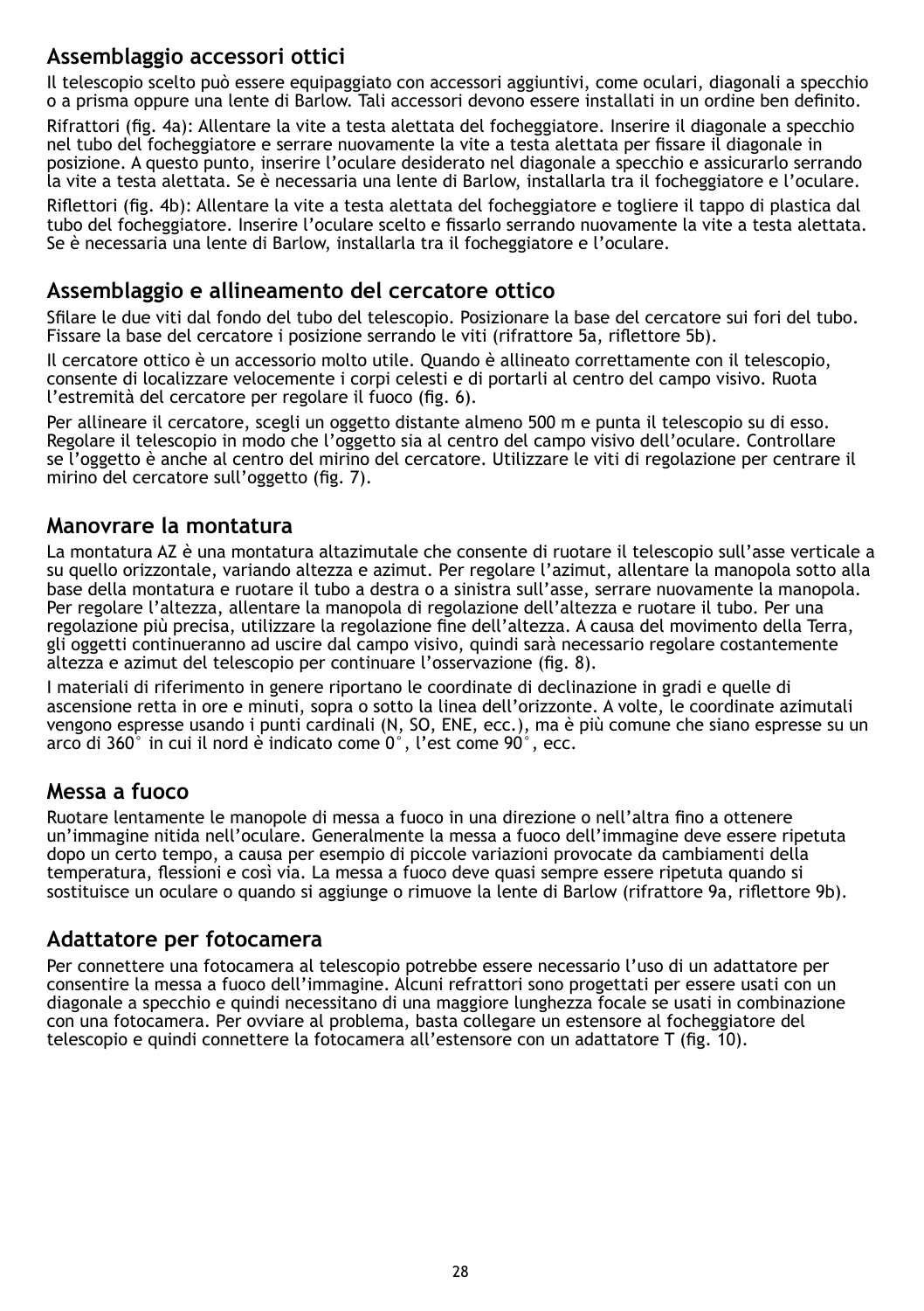## Assemblaggio accessori ottici

Il telescopio scelto può essere equipaggiato con accessori aggiuntivi, come oculari, diagonali a specchio o a prisma oppure una lente di Barlow. Tali accessori devono essere installati in un ordine ben definito.

Rifrattori (fig. 4a): Allentare la vite a testa alettata del focheggiatore. Inserire il diagonale a specchio nel tubo del focheggiatore e serrare nuovamente la vite a testa alettata per fissare il diagonale in posizione. A questo punto, inserire l'oculare desiderato nel diagonale a specchio e assicurarlo serrando la vite a testa alettata. Se è necessaria una lente di Barlow, installarla tra il focheggiatore e l'oculare.

Riflettori (fig. 4b): Allentare la vite a testa alettata del focheggiatore e togliere il tappo di plastica dal tubo del focheggiatore. Inserire l'oculare scelto e fissarlo serrando nuovamente la vite a testa alettata. Se è necessaria una lente di Barlow, installarla tra il focheggiatore e l'oculare.

## Assemblaggio e allineamento del cercatore ottico

Sfilare le due viti dal fondo del tubo del telescopio. Posizionare la base del cercatore sui fori del tubo. Fissare la base del cercatore i posizione serrando le viti (rifrattore 5a, riflettore 5b).

Il cercatore ottico è un accessorio molto utile. Quando è allineato correttamente con il telescopio, consente di localizzare velocemente i corpi celesti e di portarli al centro del campo visivo. Ruota l'estremità del cercatore per regolare il fuoco (fig. 6).

Per allineare il cercatore, scegli un oggetto distante almeno 500 m e punta il telescopio su di esso. Regolare il telescopio in modo che l'oggetto sia al centro del campo visivo dell'oculare. Controllare se l'oggetto è anche al centro del mirino del cercatore. Utilizzare le viti di regolazione per centrare il mirino del cercatore sull'oggetto (fig. 7).

## Manovrare la montatura

La montatura AZ è una montatura altazimutale che consente di ruotare il telescopio sull'asse verticale a su quello orizzontale, variando altezza e azimut. Per regolare l'azimut, allentare la manopola sotto alla base della montatura e ruotare il tubo a destra o a sinistra sull'asse, serrare nuovamente la manopola. Per regolare l'altezza, allentare la manopola di regolazione dell'altezza e ruotare il tubo. Per una regolazione più precisa, utilizzare la regolazione fine dell'altezza. A causa del movimento della Terra, gli oggetti continueranno ad uscire dal campo visivo, quindi sarà necessario regolare costantemente altezza e azimut del telescopio per continuare l'osservazione (fig. 8).

I materiali di riferimento in genere riportano le coordinate di declinazione in gradi e quelle di ascensione retta in ore e minuti, sopra o sotto la linea dell'orizzonte. A volte, le coordinate azimutali vengono espresse usando i punti cardinali (N, SO, ENE, ecc.), ma è più comune che siano espresse su un arco di 360° in cui il nord è indicato come 0°, l'est come 90°, ecc.

## Messa a fuoco

Ruotare lentamente le manopole di messa a fuoco in una direzione o nell'altra fino a ottenere un'immagine nitida nell'oculare. Generalmente la messa a fuoco dell'immagine deve essere ripetuta dopo un certo tempo, a causa per esempio di piccole variazioni provocate da cambiamenti della temperatura, flessioni e così via. La messa a fuoco deve quasi sempre essere ripetuta quando si sostituisce un oculare o quando si aggiunge o rimuove la lente di Barlow (rifrattore 9a, riflettore 9b).

## Adattatore per fotocamera

Per connettere una fotocamera al telescopio potrebbe essere necessario l'uso di un adattatore per consentire la messa a fuoco dell'immagine. Alcuni refrattori sono progettati per essere usati con un diagonale a specchio e quindi necessitano di una maggiore lunghezza focale se usati in combinazione con una fotocamera. Per ovviare al problema, basta collegare un estensore al focheggiatore del telescopio e quindi connettere la fotocamera all'estensore con un adattatore T (fig. 10).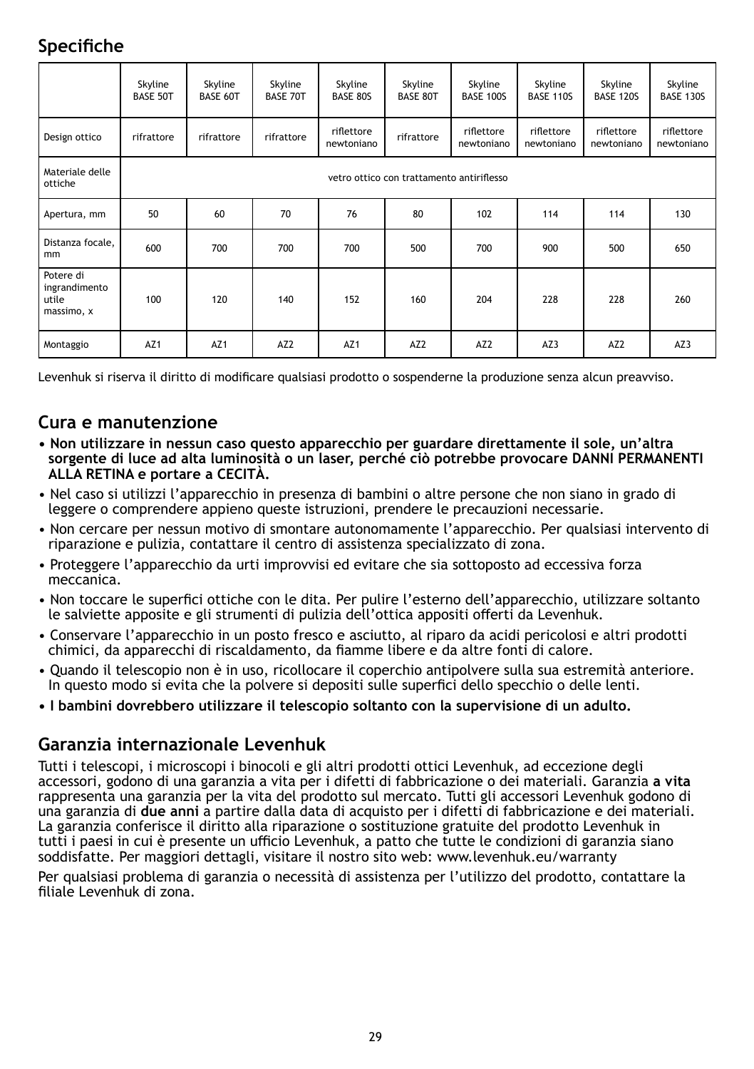## Specifiche

| | Skyline BASE 50T | Skyline BASE 60T | Skyline BASE 70T | Skyline BASE 80S | Skyline BASE 80T | Skyline BASE 100S | Skyline BASE 110S | Skyline BASE 120S | Skyline BASE 130S |
|---|---|---|---|---|---|---|---|---|---|
| Design ottico | rifrattore | rifrattore | rifrattore | riflettore newtoniano | rifrattore | riflettore newtoniano | riflettore newtoniano | riflettore newtoniano | riflettore newtoniano |
| Materiale delle ottiche | vetro ottico con trattamento antiriflesso | | | | | | | | |
| Apertura, mm | 50 | 60 | 70 | 76 | 80 | 102 | 114 | 114 | 130 |
| Distanza focale, mm | 600 | 700 | 700 | 700 | 500 | 700 | 900 | 500 | 650 |
| Potere di ingrandimento utile massimo, x | 100 | 120 | 140 | 152 | 160 | 204 | 228 | 228 | 260 |
| Montaggio | AZ1 | AZ1 | AZ2 | AZ1 | AZ2 | AZ2 | AZ3 | AZ2 | AZ3 |

Levenhuk si riserva il diritto di modificare qualsiasi prodotto o sospenderne la produzione senza alcun preavviso.

## Cura e manutenzione

- **Non utilizzare in nessun caso questo apparecchio per guardare direttamente il sole, un'altra sorgente di luce ad alta luminosità o un laser, perché ciò potrebbe provocare DANNI PERMANENTI ALLA RETINA e portare a CECITÀ.**
- Nel caso si utilizzi l'apparecchio in presenza di bambini o altre persone che non siano in grado di leggere o comprendere appieno queste istruzioni, prendere le precauzioni necessarie.
- Non cercare per nessun motivo di smontare autonomamente l'apparecchio. Per qualsiasi intervento di riparazione e pulizia, contattare il centro di assistenza specializzato di zona.
- Proteggere l'apparecchio da urti improvvisi ed evitare che sia sottoposto ad eccessiva forza meccanica.
- Non toccare le superfici ottiche con le dita. Per pulire l'esterno dell'apparecchio, utilizzare soltanto le salviette apposite e gli strumenti di pulizia dell'ottica appositi offerti da Levenhuk.
- Conservare l'apparecchio in un posto fresco e asciutto, al riparo da acidi pericolosi e altri prodotti chimici, da apparecchi di riscaldamento, da fiamme libere e da altre fonti di calore.
- Quando il telescopio non è in uso, ricollocare il coperchio antipolvere sulla sua estremità anteriore. In questo modo si evita che la polvere si depositi sulle superfici dello specchio o delle lenti.
- **I bambini dovrebbero utilizzare il telescopio soltanto con la supervisione di un adulto.**

## Garanzia internazionale Levenhuk

Tutti i telescopi, i microscopi i binocoli e gli altri prodotti ottici Levenhuk, ad eccezione degli accessori, godono di una garanzia a vita per i difetti di fabbricazione o dei materiali. Garanzia **a vita** rappresenta una garanzia per la vita del prodotto sul mercato. Tutti gli accessori Levenhuk godono di una garanzia di **due anni** a partire dalla data di acquisto per i difetti di fabbricazione e dei materiali. La garanzia conferisce il diritto alla riparazione o sostituzione gratuite del prodotto Levenhuk in tutti i paesi in cui è presente un ufficio Levenhuk, a patto che tutte le condizioni di garanzia siano soddisfatte. Per maggiori dettagli, visitare il nostro sito web: www.levenhuk.eu/warranty

Per qualsiasi problema di garanzia o necessità di assistenza per l'utilizzo del prodotto, contattare la filiale Levenhuk di zona.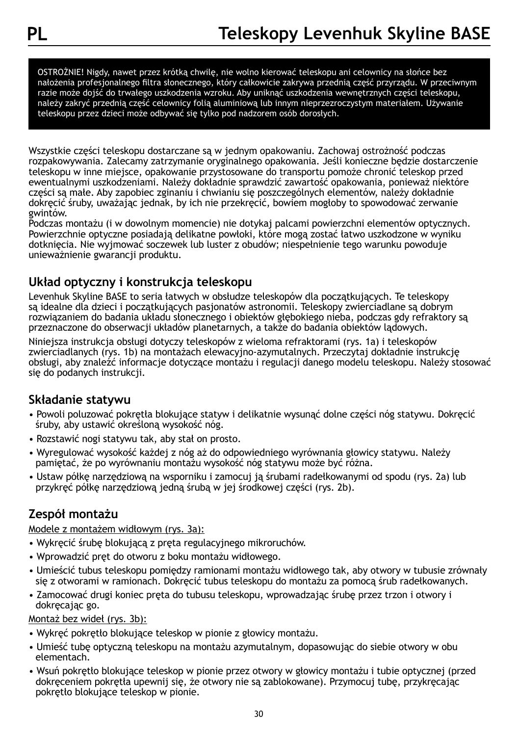# Teleskopy Levenhuk Skyline BASE

OSTROŻNIE! Nigdy, nawet przez krótką chwilę, nie wolno kierować teleskopu ani celownicy na słońce bez nałożenia profesjonalnego filtra słonecznego, który całkowicie zakrywa przednią część przyrządu. W przeciwnym razie może dojść do trwałego uszkodzenia wzroku. Aby uniknąć uszkodzenia wewnętrznych części teleskopu, należy zakryć przednią część celownicy folią aluminiową lub innym nieprzezroczystym materiałem. Używanie teleskopu przez dzieci może odbywać się tylko pod nadzorem osób dorosłych.

Wszystkie części teleskopu dostarczane są w jednym opakowaniu. Zachowaj ostrożność podczas rozpakowywania. Zalecamy zatrzymanie oryginalnego opakowania. Jeśli konieczne będzie dostarczenie teleskopu w inne miejsce, opakowanie przystosowane do transportu pomoże chronić teleskop przed ewentualnymi uszkodzeniami. Należy dokładnie sprawdzić zawartość opakowania, ponieważ niektóre części są małe. Aby zapobiec zginaniu i chwianiu się poszczególnych elementów, należy dokładnie dokręcić śruby, uważając jednak, by ich nie przekręcić, bowiem mogłoby to spowodować zerwanie gwintów.
Podczas montażu (i w dowolnym momencie) nie dotykaj palcami powierzchni elementów optycznych. Powierzchnie optyczne posiadają delikatne powłoki, które mogą zostać łatwo uszkodzone w wyniku dotknięcia. Nie wyjmować soczewek lub luster z obudów; niespełnienie tego warunku powoduje unieważnienie gwarancji produktu.

## Układ optyczny i konstrukcja teleskopu

Levenhuk Skyline BASE to seria łatwych w obsłudze teleskopów dla początkujących. Te teleskopy są idealne dla dzieci i początkujących pasjonatów astronomii. Teleskopy zwierciadlane są dobrym rozwiązaniem do badania układu słonecznego i obiektów głębokiego nieba, podczas gdy refraktory są przeznaczone do obserwacji układów planetarnych, a także do badania obiektów lądowych.

Niniejsza instrukcja obsługi dotyczy teleskopów z wieloma refraktorami (rys. 1a) i teleskopów zwierciadlanych (rys. 1b) na montażach elewacyjno-azymutalnych. Przeczytaj dokładnie instrukcję obsługi, aby znaleźć informacje dotyczące montażu i regulacji danego modelu teleskopu. Należy stosować się do podanych instrukcji.

## Składanie statywu

- Powoli poluzować pokrętła blokujące statyw i delikatnie wysunąć dolne części nóg statywu. Dokręcić śruby, aby ustawić określoną wysokość nóg.
- Rozstawić nogi statywu tak, aby stał on prosto.
- Wyregulować wysokość każdej z nóg aż do odpowiedniego wyrównania głowicy statywu. Należy pamiętać, że po wyrównaniu montażu wysokość nóg statywu może być różna.
- Ustaw półkę narzędziową na wsporniku i zamocuj ją śrubami radełkowanymi od spodu (rys. 2a) lub przykręć półkę narzędziową jedną śrubą w jej środkowej części (rys. 2b).

## Zespół montażu

Modele z montażem widłowym (rys. 3a):

- Wykręcić śrubę blokującą z pręta regulacyjnego mikroruchów.
- Wprowadzić pręt do otworu z boku montażu widłowego.
- Umieścić tubus teleskopu pomiędzy ramionami montażu widłowego tak, aby otwory w tubusie zrównały się z otworami w ramionach. Dokręcić tubus teleskopu do montażu za pomocą śrub radełkowanych.
- Zamocować drugi koniec pręta do tubusu teleskopu, wprowadzając śrubę przez trzon i otwory i dokręcając go.

Montaż bez wideł (rys. 3b):

- Wykręć pokrętło blokujące teleskop w pionie z głowicy montażu.
- Umieść tubę optyczną teleskopu na montażu azymutalnym, dopasowując do siebie otwory w obu elementach.
- Wsuń pokrętło blokujące teleskop w pionie przez otwory w głowicy montażu i tubie optycznej (przed dokręceniem pokrętła upewnij się, że otwory nie są zablokowane). Przymocuj tubę, przykręcając pokrętło blokujące teleskop w pionie.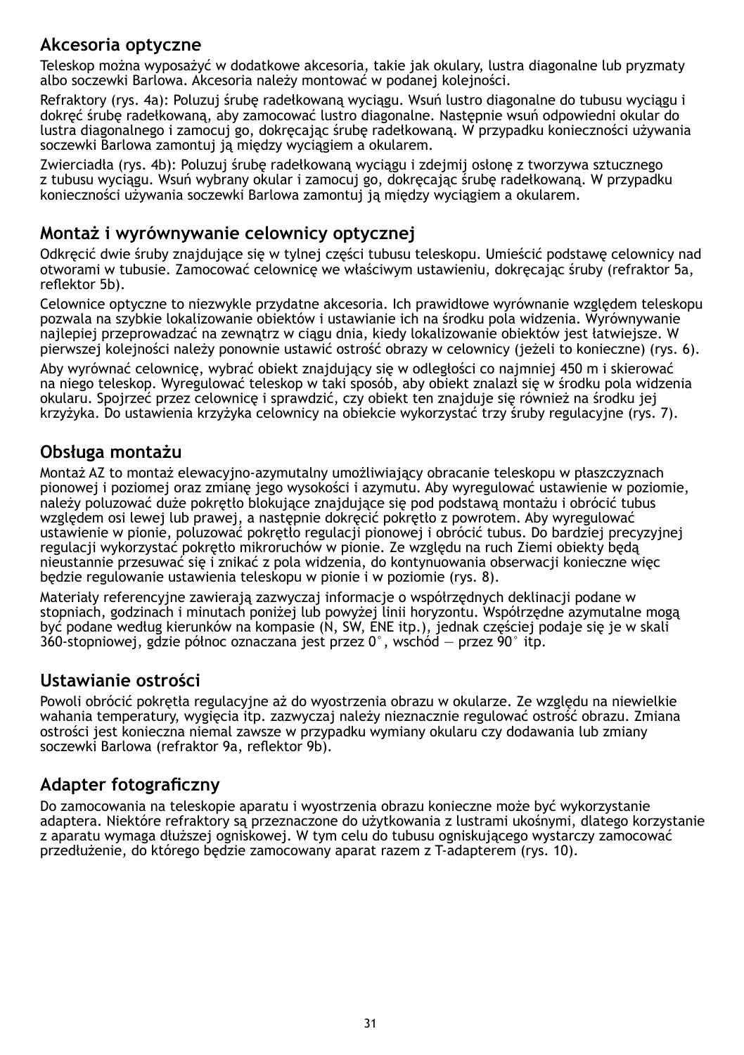## Akcesoria optyczne

Teleskop można wyposażyć w dodatkowe akcesoria, takie jak okulary, lustra diagonalne lub pryzmaty albo soczewki Barlowa. Akcesoria należy montować w podanej kolejności.

Refraktory (rys. 4a): Poluzuj śrubę radełkowaną wyciągu. Wsuń lustro diagonalne do tubusu wyciągu i dokręć śrubę radełkowaną, aby zamocować lustro diagonalne. Następnie wsuń odpowiedni okular do lustra diagonalnego i zamocuj go, dokręcając śrubę radełkowaną. W przypadku konieczności używania soczewki Barlowa zamontuj ją między wyciągiem a okularem.

Zwierciadła (rys. 4b): Poluzuj śrubę radełkowaną wyciągu i zdejmij osłonę z tworzywa sztucznego z tubusu wyciągu. Wsuń wybrany okular i zamocuj go, dokręcając śrubę radełkowaną. W przypadku konieczności używania soczewki Barlowa zamontuj ją między wyciągiem a okularem.

## Montaż i wyrównywanie celownicy optycznej

Odkręcić dwie śruby znajdujące się w tylnej części tubusu teleskopu. Umieścić podstawę celownicy nad otworami w tubusie. Zamocować celownicę we właściwym ustawieniu, dokręcając śruby (refraktor 5a, reflektor 5b).

Celownice optyczne to niezwykle przydatne akcesoria. Ich prawidłowe wyrównanie względem teleskopu pozwala na szybkie lokalizowanie obiektów i ustawianie ich na środku pola widzenia. Wyrównywanie najlepiej przeprowadzać na zewnątrz w ciągu dnia, kiedy lokalizowanie obiektów jest łatwiejsze. W pierwszej kolejności należy ponownie ustawić ostrość obrazy w celownicy (jeżeli to konieczne) (rys. 6).

Aby wyrównać celownicę, wybrać obiekt znajdujący się w odległości co najmniej 450 m i skierować na niego teleskop. Wyregulować teleskop w taki sposób, aby obiekt znalazł się w środku pola widzenia okularu. Spojrzeć przez celownicę i sprawdzić, czy obiekt ten znajduje się również na środku jej krzyżyka. Do ustawienia krzyżyka celownicy na obiekcie wykorzystać trzy śruby regulacyjne (rys. 7).

## Obsługa montażu

Montaż AZ to montaż elewacyjno-azymutalny umożliwiający obracanie teleskopu w płaszczyznach pionowej i poziomej oraz zmianę jego wysokości i azymutu. Aby wyregulować ustawienie w poziomie, należy poluzować duże pokrętło blokujące znajdujące się pod podstawą montażu i obrócić tubus względem osi lewej lub prawej, a następnie dokręcić pokrętło z powrotem. Aby wyregulować ustawienie w pionie, poluzować pokrętło regulacji pionowej i obrócić tubus. Do bardziej precyzyjnej regulacji wykorzystać pokrętło mikroruchów w pionie. Ze względu na ruch Ziemi obiekty będą nieustannie przesuwać się i znikać z pola widzenia, do kontynuowania obserwacji konieczne więc będzie regulowanie ustawienia teleskopu w pionie i w poziomie (rys. 8).

Materiały referencyjne zawierają zazwyczaj informacje o współrzędnych deklinacji podane w stopniach, godzinach i minutach poniżej lub powyżej linii horyzontu. Współrzędne azymutalne mogą być podane według kierunków na kompasie (N, SW, ENE itp.), jednak częściej podaje się je w skali 360-stopniowej, gdzie północ oznaczana jest przez 0°, wschód — przez 90° itp.

## Ustawianie ostrości

Powoli obrócić pokrętła regulacyjne aż do wyostrzenia obrazu w okularze. Ze względu na niewielkie wahania temperatury, wygięcia itp. zazwyczaj należy nieznacznie regulować ostrość obrazu. Zmiana ostrości jest konieczna niemal zawsze w przypadku wymiany okularu czy dodawania lub zmiany soczewki Barlowa (refraktor 9a, reflektor 9b).

## Adapter fotograficzny

Do zamocowania na teleskopie aparatu i wyostrzenia obrazu konieczne może być wykorzystanie adaptera. Niektóre refraktory są przeznaczone do użytkowania z lustrami ukośnymi, dlatego korzystanie z aparatu wymaga dłuższej ogniskowej. W tym celu do tubusu ogniskującego wystarczy zamocować przedłużenie, do którego będzie zamocowany aparat razem z T-adapterem (rys. 10).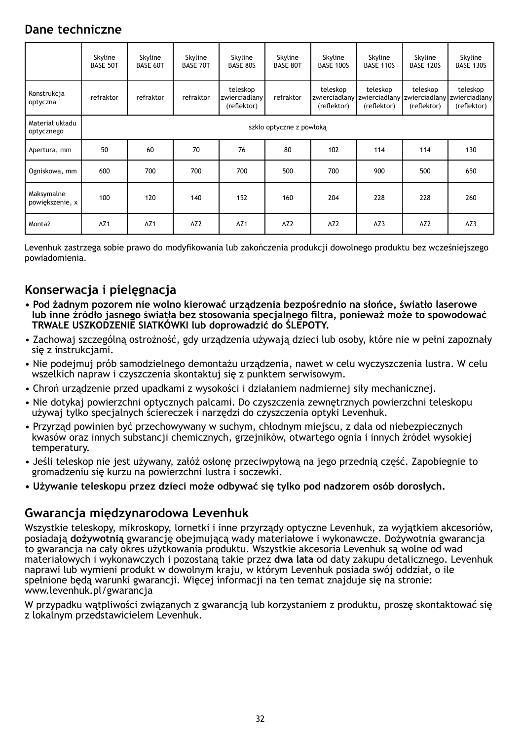## Dane techniczne

| | Skyline BASE 50T | Skyline BASE 60T | Skyline BASE 70T | Skyline BASE 80S | Skyline BASE 80T | Skyline BASE 100S | Skyline BASE 110S | Skyline BASE 120S | Skyline BASE 130S |
|---|---|---|---|---|---|---|---|---|---|
| Konstrukcja optyczna | refraktor | refraktor | refraktor | teleskop zwierciadlany (reflektor) | refraktor | teleskop zwierciadlany (reflektor) | teleskop zwierciadlany (reflektor) | teleskop zwierciadlany (reflektor) | teleskop zwierciadlany (reflektor) |
| Materiał układu optycznego | szkło optyczne z powłoką | | | | | | | | |
| Apertura, mm | 50 | 60 | 70 | 76 | 80 | 102 | 114 | 114 | 130 |
| Ogniskowa, mm | 600 | 700 | 700 | 700 | 500 | 700 | 900 | 500 | 650 |
| Maksymalne powiększenie, x | 100 | 120 | 140 | 152 | 160 | 204 | 228 | 228 | 260 |
| Montaż | AZ1 | AZ1 | AZ2 | AZ1 | AZ2 | AZ2 | AZ3 | AZ2 | AZ3 |

Levenhuk zastrzega sobie prawo do modyfikowania lub zakończenia produkcji dowolnego produktu bez wcześniejszego powiadomienia.

## Konserwacja i pielęgnacja

- **Pod żadnym pozorem nie wolno kierować urządzenia bezpośrednio na słońce, światło laserowe lub inne źródło jasnego światła bez stosowania specjalnego filtra, ponieważ może to spowodować TRWAŁE USZKODZENIE SIATKÓWKI lub doprowadzić do ŚLEPOTY.**
- Zachowaj szczególną ostrożność, gdy urządzenia używają dzieci lub osoby, które nie w pełni zapoznały się z instrukcjami.
- Nie podejmuj prób samodzielnego demontażu urządzenia, nawet w celu wyczyszczenia lustra. W celu wszelkich napraw i czyszczenia skontaktuj się z punktem serwisowym.
- Chroń urządzenie przed upadkami z wysokości i działaniem nadmiernej siły mechanicznej.
- Nie dotykaj powierzchni optycznych palcami. Do czyszczenia zewnętrznych powierzchni teleskopu używaj tylko specjalnych ściereczek i narzędzi do czyszczenia optyki Levenhuk.
- Przyrząd powinien być przechowywany w suchym, chłodnym miejscu, z dala od niebezpiecznych kwasów oraz innych substancji chemicznych, grzejników, otwartego ognia i innych źródeł wysokiej temperatury.
- Jeśli teleskop nie jest używany, załóż osłonę przeciwpyłową na jego przednią część. Zapobiegnie to gromadzeniu się kurzu na powierzchni lustra i soczewki.
- **Używanie teleskopu przez dzieci może odbywać się tylko pod nadzorem osób dorosłych.**

## Gwarancja międzynarodowa Levenhuk

Wszystkie teleskopy, mikroskopy, lornetki i inne przyrządy optyczne Levenhuk, za wyjątkiem akcesoriów, posiadają **dożywotnią** gwarancję obejmującą wady materiałowe i wykonawcze. Dożywotnia gwarancja to gwarancja na cały okres użytkowania produktu. Wszystkie akcesoria Levenhuk są wolne od wad materiałowych i wykonawczych i pozostaną takie przez **dwa lata** od daty zakupu detalicznego. Levenhuk naprawi lub wymieni produkt w dowolnym kraju, w którym Levenhuk posiada swój oddział, o ile spełnione będą warunki gwarancji. Więcej informacji na ten temat znajduje się na stronie: www.levenhuk.pl/gwarancja

W przypadku wątpliwości związanych z gwarancją lub korzystaniem z produktu, proszę skontaktować się z lokalnym przedstawicielem Levenhuk.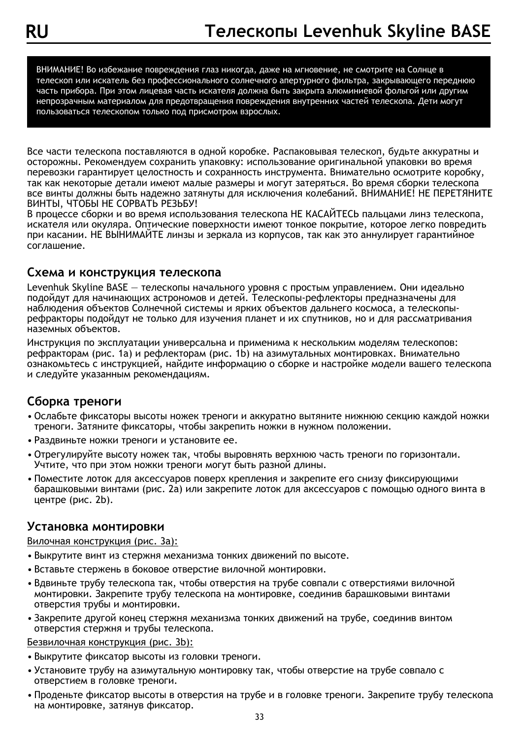# Телескопы Levenhuk Skyline BASE

ВНИМАНИЕ! Во избежание повреждения глаз никогда, даже на мгновение, не смотрите на Солнце в телескоп или искатель без профессионального солнечного апертурного фильтра, закрывающего переднюю часть прибора. При этом лицевая часть искателя должна быть закрыта алюминиевой фольгой или другим непрозрачным материалом для предотвращения повреждения внутренних частей телескопа. Дети могут пользоваться телескопом только под присмотром взрослых.

Все части телескопа поставляются в одной коробке. Распаковывая телескоп, будьте аккуратны и осторожны. Рекомендуем сохранить упаковку: использование оригинальной упаковки во время перевозки гарантирует целостность и сохранность инструмента. Внимательно осмотрите коробку, так как некоторые детали имеют малые размеры и могут затеряться. Во время сборки телескопа все винты должны быть надежно затянуты для исключения колебаний. ВНИМАНИЕ! НЕ ПЕРЕТЯНИТЕ ВИНТЫ, ЧТОБЫ НЕ СОРВАТЬ РЕЗЬБУ!

В процессе сборки и во время использования телескопа НЕ КАСАЙТЕСЬ пальцами линз телескопа, искателя или окуляра. Оптические поверхности имеют тонкое покрытие, которое легко повредить при касании. НЕ ВЫНИМАЙТЕ линзы и зеркала из корпусов, так как это аннулирует гарантийное соглашение.

## Схема и конструкция телескопа

Levenhuk Skyline BASE — телескопы начального уровня с простым управлением. Они идеально подойдут для начинающих астрономов и детей. Телескопы-рефлекторы предназначены для наблюдения объектов Солнечной системы и ярких объектов дальнего космоса, а телескопы-рефракторы подойдут не только для изучения планет и их спутников, но и для рассматривания наземных объектов.

Инструкция по эксплуатации универсальна и применима к нескольким моделям телескопов: рефракторам (рис. 1a) и рефлекторам (рис. 1b) на азимутальных монтировках. Внимательно ознакомьтесь с инструкцией, найдите информацию о сборке и настройке модели вашего телескопа и следуйте указанным рекомендациям.

## Сборка треноги

- Ослабьте фиксаторы высоты ножек треноги и аккуратно вытяните нижнюю секцию каждой ножки треноги. Затяните фиксаторы, чтобы закрепить ножки в нужном положении.
- Раздвиньте ножки треноги и установите ее.
- Отрегулируйте высоту ножек так, чтобы выровнять верхнюю часть треноги по горизонтали. Учтите, что при этом ножки треноги могут быть разной длины.
- Поместите лоток для аксессуаров поверх крепления и закрепите его снизу фиксирующими барашковыми винтами (рис. 2a) или закрепите лоток для аксессуаров с помощью одного винта в центре (рис. 2b).

## Установка монтировки

Вилочная конструкция (рис. 3a):

- Выкрутите винт из стержня механизма тонких движений по высоте.
- Вставьте стержень в боковое отверстие вилочной монтировки.
- Вдвиньте трубу телескопа так, чтобы отверстия на трубе совпали с отверстиями вилочной монтировки. Закрепите трубу телескопа на монтировке, соединив барашковыми винтами отверстия трубы и монтировки.
- Закрепите другой конец стержня механизма тонких движений на трубе, соединив винтом отверстия стержня и трубы телескопа.

Безвилочная конструкция (рис. 3b):

- Выкрутите фиксатор высоты из головки треноги.
- Установите трубу на азимутальную монтировку так, чтобы отверстие на трубе совпало с отверстием в головке треноги.
- Проденьте фиксатор высоты в отверстия на трубе и в головке треноги. Закрепите трубу телескопа на монтировке, затянув фиксатор.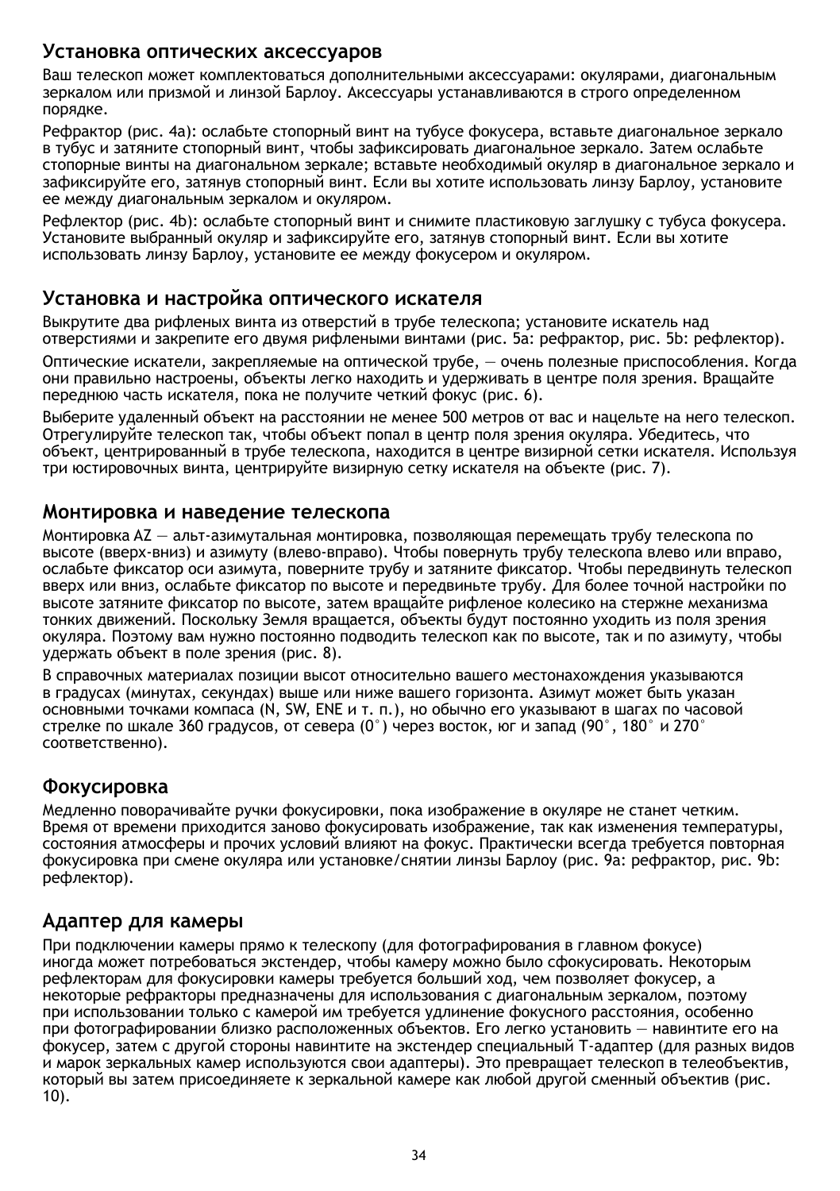## Установка оптических аксессуаров

Ваш телескоп может комплектоваться дополнительными аксессуарами: окулярами, диагональным зеркалом или призмой и линзой Барлоу. Аксессуары устанавливаются в строго определенном порядке.

Рефрактор (рис. 4a): ослабьте стопорный винт на тубусе фокусера, вставьте диагональное зеркало в тубус и затяните стопорный винт, чтобы зафиксировать диагональное зеркало. Затем ослабьте стопорные винты на диагональном зеркале; вставьте необходимый окуляр в диагональное зеркало и зафиксируйте его, затянув стопорный винт. Если вы хотите использовать линзу Барлоу, установите ее между диагональным зеркалом и окуляром.

Рефлектор (рис. 4b): ослабьте стопорный винт и снимите пластиковую заглушку с тубуса фокусера. Установите выбранный окуляр и зафиксируйте его, затянув стопорный винт. Если вы хотите использовать линзу Барлоу, установите ее между фокусером и окуляром.

## Установка и настройка оптического искателя

Выкрутите два рифленых винта из отверстий в трубе телескопа; установите искатель над отверстиями и закрепите его двумя рифлеными винтами (рис. 5a: рефрактор, рис. 5b: рефлектор).

Оптические искатели, закрепляемые на оптической трубе, — очень полезные приспособления. Когда они правильно настроены, объекты легко находить и удерживать в центре поля зрения. Вращайте переднюю часть искателя, пока не получите четкий фокус (рис. 6).

Выберите удаленный объект на расстоянии не менее 500 метров от вас и нацельте на него телескоп. Отрегулируйте телескоп так, чтобы объект попал в центр поля зрения окуляра. Убедитесь, что объект, центрированный в трубе телескопа, находится в центре визирной сетки искателя. Используя три юстировочных винта, центрируйте визирную сетку искателя на объекте (рис. 7).

## Монтировка и наведение телескопа

Монтировка AZ — альт-азимутальная монтировка, позволяющая перемещать трубу телескопа по высоте (вверх-вниз) и азимуту (влево-вправо). Чтобы повернуть трубу телескопа влево или вправо, ослабьте фиксатор оси азимута, поверните трубу и затяните фиксатор. Чтобы передвинуть телескоп вверх или вниз, ослабьте фиксатор по высоте и передвиньте трубу. Для более точной настройки по высоте затяните фиксатор по высоте, затем вращайте рифленое колесико на стержне механизма тонких движений. Поскольку Земля вращается, объекты будут постоянно уходить из поля зрения окуляра. Поэтому вам нужно постоянно подводить телескоп как по высоте, так и по азимуту, чтобы удержать объект в поле зрения (рис. 8).

В справочных материалах позиции высот относительно вашего местонахождения указываются в градусах (минутах, секундах) выше или ниже вашего горизонта. Азимут может быть указан основными точками компаса (N, SW, ENE и т. п.), но обычно его указывают в шагах по часовой стрелке по шкале 360 градусов, от севера (0°) через восток, юг и запад (90°, 180° и 270° соответственно).

## Фокусировка

Медленно поворачивайте ручки фокусировки, пока изображение в окуляре не станет четким. Время от времени приходится заново фокусировать изображение, так как изменения температуры, состояния атмосферы и прочих условий влияют на фокус. Практически всегда требуется повторная фокусировка при смене окуляра или установке/снятии линзы Барлоу (рис. 9a: рефрактор, рис. 9b: рефлектор).

## Адаптер для камеры

При подключении камеры прямо к телескопу (для фотографирования в главном фокусе) иногда может потребоваться экстендер, чтобы камеру можно было сфокусировать. Некоторым рефлекторам для фокусировки камеры требуется больший ход, чем позволяет фокусер, а некоторые рефракторы предназначены для использования с диагональным зеркалом, поэтому при использовании только с камерой им требуется удлинение фокусного расстояния, особенно при фотографировании близко расположенных объектов. Его легко установить — навинтите его на фокусер, затем с другой стороны навинтите на экстендер специальный T-адаптер (для разных видов и марок зеркальных камер используются свои адаптеры). Это превращает телескоп в телеобъектив, который вы затем присоединяете к зеркальной камере как любой другой сменный объектив (рис. 10).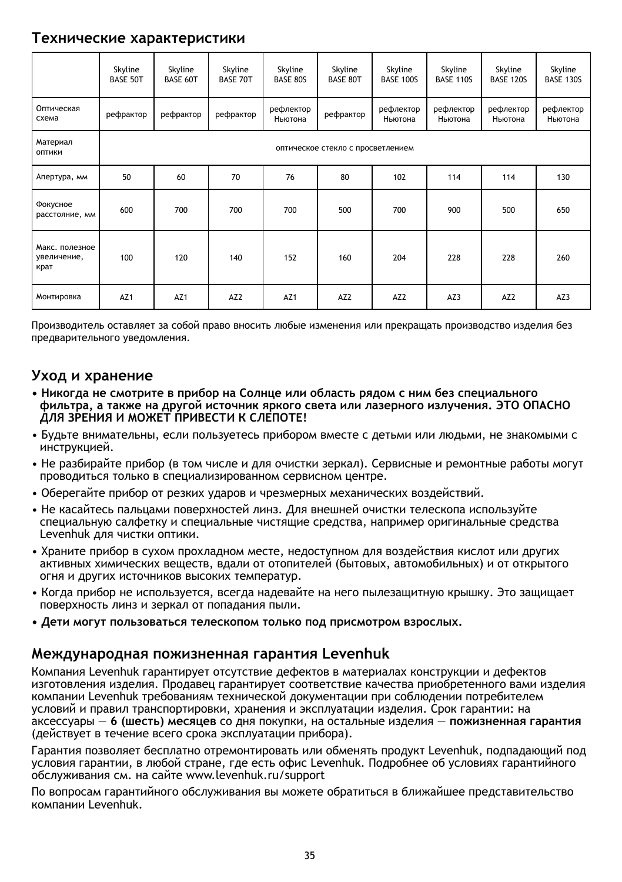## Технические характеристики

| | Skyline BASE 50T | Skyline BASE 60T | Skyline BASE 70T | Skyline BASE 80S | Skyline BASE 80T | Skyline BASE 100S | Skyline BASE 110S | Skyline BASE 120S | Skyline BASE 130S |
|---|---|---|---|---|---|---|---|---|---|
| Оптическая схема | рефрактор | рефрактор | рефрактор | рефлектор Ньютона | рефрактор | рефлектор Ньютона | рефлектор Ньютона | рефлектор Ньютона | рефлектор Ньютона |
| Материал оптики | оптическое стекло с просветлением | | | | | | | | |
| Апертура, мм | 50 | 60 | 70 | 76 | 80 | 102 | 114 | 114 | 130 |
| Фокусное расстояние, мм | 600 | 700 | 700 | 700 | 500 | 700 | 900 | 500 | 650 |
| Макс. полезное увеличение, крат | 100 | 120 | 140 | 152 | 160 | 204 | 228 | 228 | 260 |
| Монтировка | AZ1 | AZ1 | AZ2 | AZ1 | AZ2 | AZ2 | AZ3 | AZ2 | AZ3 |

Производитель оставляет за собой право вносить любые изменения или прекращать производство изделия без предварительного уведомления.

## Уход и хранение

- **Никогда не смотрите в прибор на Солнце или область рядом с ним без специального фильтра, а также на другой источник яркого света или лазерного излучения. ЭТО ОПАСНО ДЛЯ ЗРЕНИЯ И МОЖЕТ ПРИВЕСТИ К СЛЕПОТЕ!**
- Будьте внимательны, если пользуетесь прибором вместе с детьми или людьми, не знакомыми с инструкцией.
- Не разбирайте прибор (в том числе и для очистки зеркал). Сервисные и ремонтные работы могут проводиться только в специализированном сервисном центре.
- Оберегайте прибор от резких ударов и чрезмерных механических воздействий.
- Не касайтесь пальцами поверхностей линз. Для внешней очистки телескопа используйте специальную салфетку и специальные чистящие средства, например оригинальные средства Levenhuk для чистки оптики.
- Храните прибор в сухом прохладном месте, недоступном для воздействия кислот или других активных химических веществ, вдали от отопителей (бытовых, автомобильных) и от открытого огня и других источников высоких температур.
- Когда прибор не используется, всегда надевайте на него пылезащитную крышку. Это защищает поверхность линз и зеркал от попадания пыли.
- **Дети могут пользоваться телескопом только под присмотром взрослых.**

## Международная пожизненная гарантия Levenhuk

Компания Levenhuk гарантирует отсутствие дефектов в материалах конструкции и дефектов изготовления изделия. Продавец гарантирует соответствие качества приобретенного вами изделия компании Levenhuk требованиям технической документации при соблюдении потребителем условий и правил транспортировки, хранения и эксплуатации изделия. Срок гарантии: на аксессуары — **6 (шесть) месяцев** со дня покупки, на остальные изделия — **пожизненная гарантия** (действует в течение всего срока эксплуатации прибора).

Гарантия позволяет бесплатно отремонтировать или обменять продукт Levenhuk, подпадающий под условия гарантии, в любой стране, где есть офис Levenhuk. Подробнее об условиях гарантийного обслуживания см. на сайте www.levenhuk.ru/support

По вопросам гарантийного обслуживания вы можете обратиться в ближайшее представительство компании Levenhuk.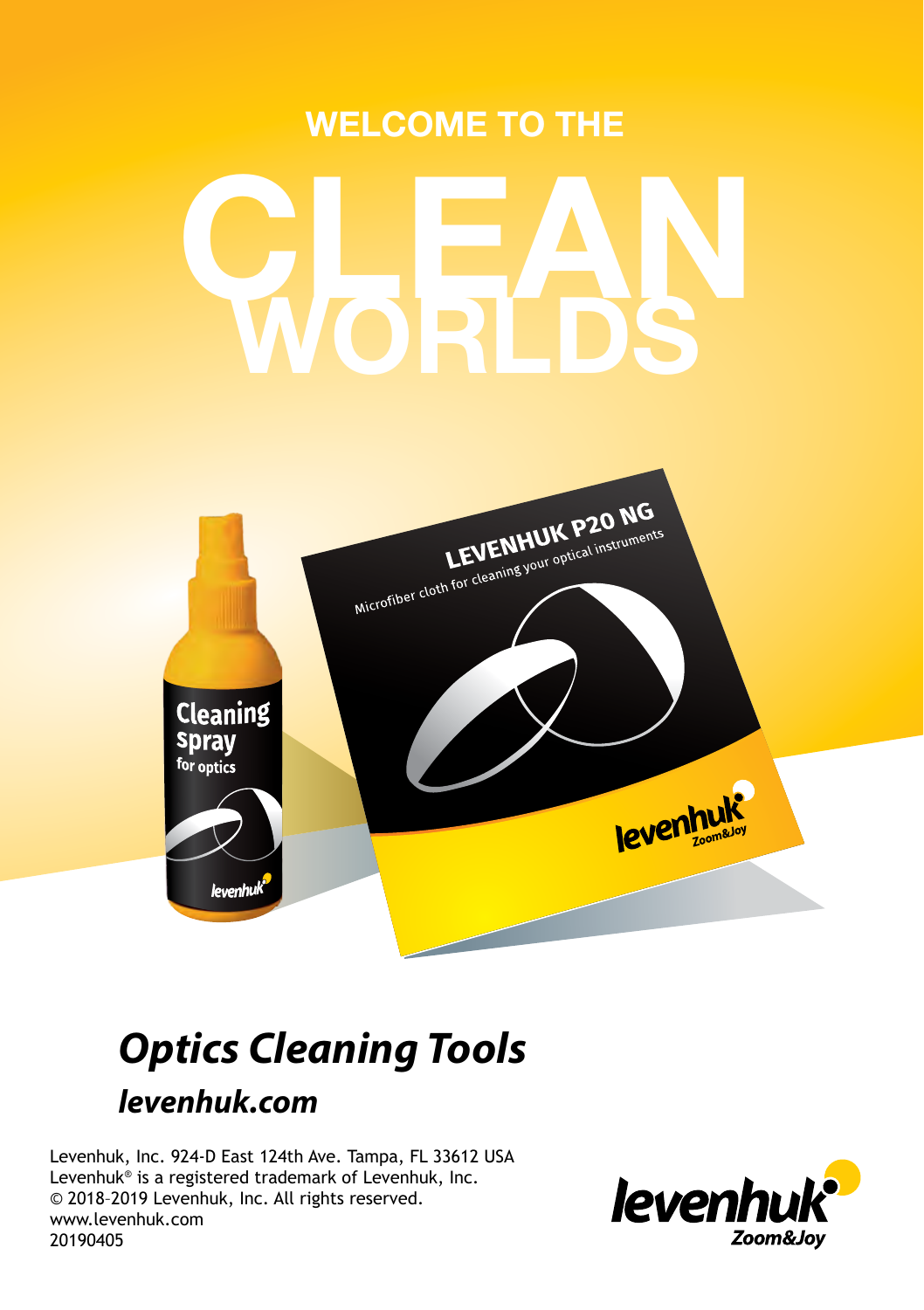WELCOME TO THE

# CLEAN WORLDS

Cleaning spray for optics

LEVENHUK P20 NG
Microfiber cloth for cleaning your optical instruments

## *Optics Cleaning Tools*

### *levenhuk.com*

Levenhuk, Inc. 924-D East 124th Ave. Tampa, FL 33612 USA
Levenhuk® is a registered trademark of Levenhuk, Inc.
© 2018–2019 Levenhuk, Inc. All rights reserved.
www.levenhuk.com
20190405